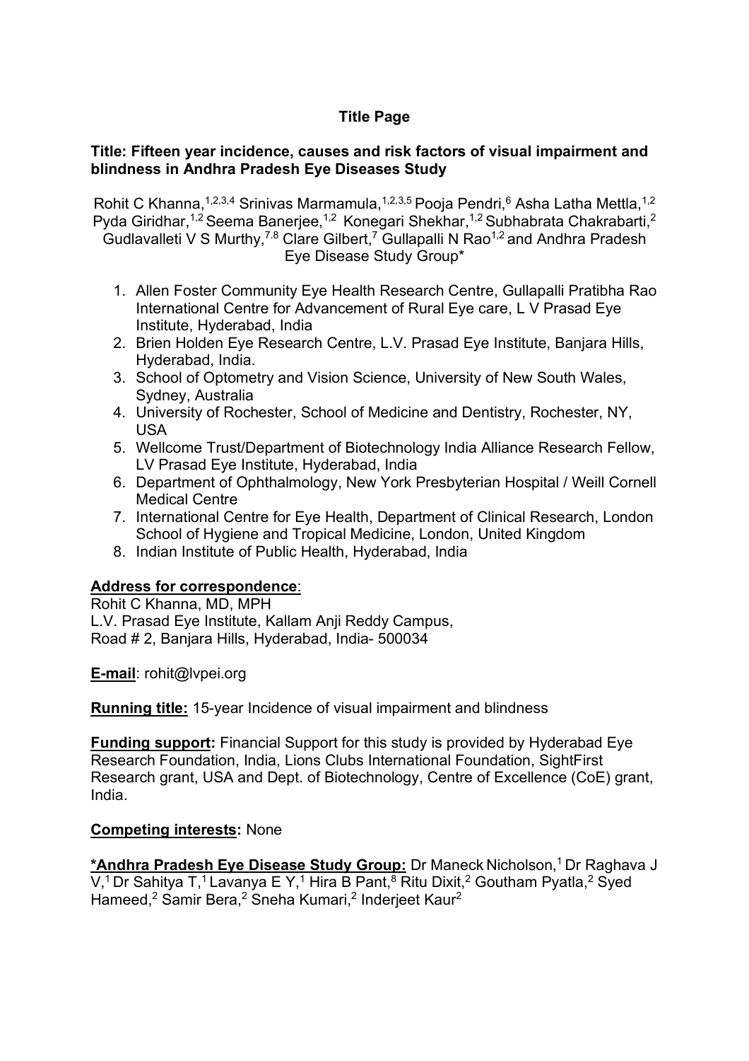## Title Page

**Title: Fifteen year incidence, causes and risk factors of visual impairment and blindness in Andhra Pradesh Eye Diseases Study**

Rohit C Khanna,[1,2,3,4] Srinivas Marmamula,[1,2,3,5] Pooja Pendri,[6] Asha Latha Mettla,[1,2] Pyda Giridhar,[1,2] Seema Banerjee,[1,2] Konegari Shekhar,[1,2] Subhabrata Chakrabarti,[2] Gudlavalleti V S Murthy,[7,8] Clare Gilbert,[7] Gullapalli N Rao[1,2] and Andhra Pradesh Eye Disease Study Group*

1. Allen Foster Community Eye Health Research Centre, Gullapalli Pratibha Rao International Centre for Advancement of Rural Eye care, L V Prasad Eye Institute, Hyderabad, India
2. Brien Holden Eye Research Centre, L.V. Prasad Eye Institute, Banjara Hills, Hyderabad, India.
3. School of Optometry and Vision Science, University of New South Wales, Sydney, Australia
4. University of Rochester, School of Medicine and Dentistry, Rochester, NY, USA
5. Wellcome Trust/Department of Biotechnology India Alliance Research Fellow, LV Prasad Eye Institute, Hyderabad, India
6. Department of Ophthalmology, New York Presbyterian Hospital / Weill Cornell Medical Centre
7. International Centre for Eye Health, Department of Clinical Research, London School of Hygiene and Tropical Medicine, London, United Kingdom
8. Indian Institute of Public Health, Hyderabad, India

**Address for correspondence**:
Rohit C Khanna, MD, MPH
L.V. Prasad Eye Institute, Kallam Anji Reddy Campus,
Road # 2, Banjara Hills, Hyderabad, India- 500034

**E-mail**: rohit@lvpei.org

**Running title:** 15-year Incidence of visual impairment and blindness

**Funding support:** Financial Support for this study is provided by Hyderabad Eye Research Foundation, India, Lions Clubs International Foundation, SightFirst Research grant, USA and Dept. of Biotechnology, Centre of Excellence (CoE) grant, India.

**Competing interests:** None

**\*Andhra Pradesh Eye Disease Study Group:** Dr Maneck Nicholson,[1] Dr Raghava J V,[1] Dr Sahitya T,[1] Lavanya E Y,[1] Hira B Pant,[8] Ritu Dixit,[2] Goutham Pyatla,[2] Syed Hameed,[2] Samir Bera,[2] Sneha Kumari,[2] Inderjeet Kaur[2]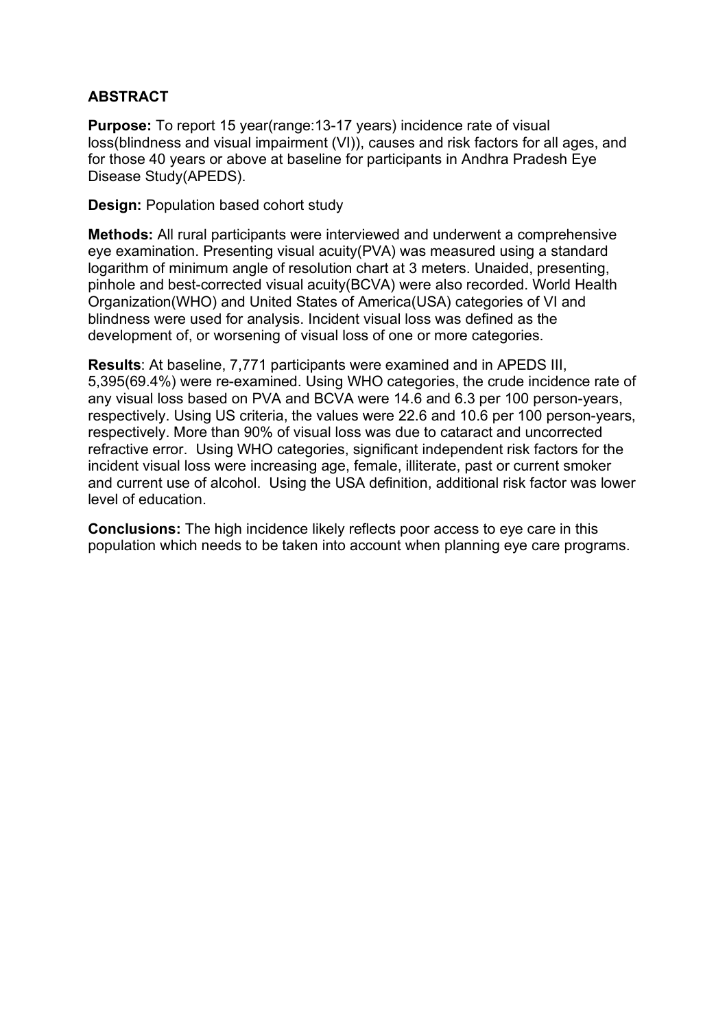## ABSTRACT

**Purpose:** To report 15 year(range:13-17 years) incidence rate of visual loss(blindness and visual impairment (VI)), causes and risk factors for all ages, and for those 40 years or above at baseline for participants in Andhra Pradesh Eye Disease Study(APEDS).

**Design:** Population based cohort study

**Methods:** All rural participants were interviewed and underwent a comprehensive eye examination. Presenting visual acuity(PVA) was measured using a standard logarithm of minimum angle of resolution chart at 3 meters. Unaided, presenting, pinhole and best-corrected visual acuity(BCVA) were also recorded. World Health Organization(WHO) and United States of America(USA) categories of VI and blindness were used for analysis. Incident visual loss was defined as the development of, or worsening of visual loss of one or more categories.

**Results**: At baseline, 7,771 participants were examined and in APEDS III, 5,395(69.4%) were re-examined. Using WHO categories, the crude incidence rate of any visual loss based on PVA and BCVA were 14.6 and 6.3 per 100 person-years, respectively. Using US criteria, the values were 22.6 and 10.6 per 100 person-years, respectively. More than 90% of visual loss was due to cataract and uncorrected refractive error. Using WHO categories, significant independent risk factors for the incident visual loss were increasing age, female, illiterate, past or current smoker and current use of alcohol. Using the USA definition, additional risk factor was lower level of education.

**Conclusions:** The high incidence likely reflects poor access to eye care in this population which needs to be taken into account when planning eye care programs.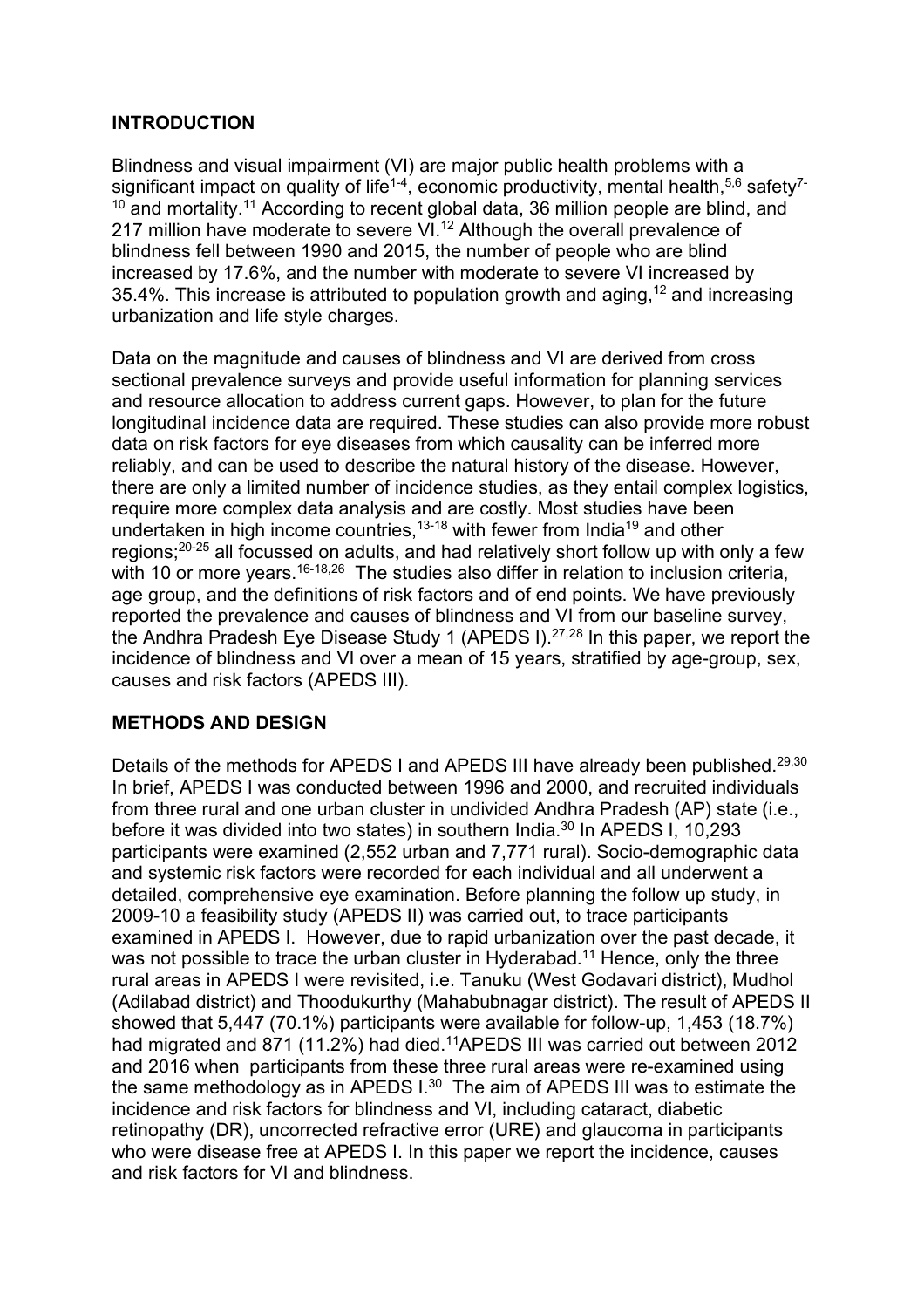## INTRODUCTION

Blindness and visual impairment (VI) are major public health problems with a significant impact on quality of life[1-4], economic productivity, mental health,[5,6] safety[7-10] and mortality.[11] According to recent global data, 36 million people are blind, and 217 million have moderate to severe VI.[12] Although the overall prevalence of blindness fell between 1990 and 2015, the number of people who are blind increased by 17.6%, and the number with moderate to severe VI increased by 35.4%. This increase is attributed to population growth and aging,[12] and increasing urbanization and life style charges.

Data on the magnitude and causes of blindness and VI are derived from cross sectional prevalence surveys and provide useful information for planning services and resource allocation to address current gaps. However, to plan for the future longitudinal incidence data are required. These studies can also provide more robust data on risk factors for eye diseases from which causality can be inferred more reliably, and can be used to describe the natural history of the disease. However, there are only a limited number of incidence studies, as they entail complex logistics, require more complex data analysis and are costly. Most studies have been undertaken in high income countries,[13-18] with fewer from India[19] and other regions;[20-25] all focussed on adults, and had relatively short follow up with only a few with 10 or more years.[16-18,26] The studies also differ in relation to inclusion criteria, age group, and the definitions of risk factors and of end points. We have previously reported the prevalence and causes of blindness and VI from our baseline survey, the Andhra Pradesh Eye Disease Study 1 (APEDS I).[27,28] In this paper, we report the incidence of blindness and VI over a mean of 15 years, stratified by age-group, sex, causes and risk factors (APEDS III).

## METHODS AND DESIGN

Details of the methods for APEDS I and APEDS III have already been published.[29,30] In brief, APEDS I was conducted between 1996 and 2000, and recruited individuals from three rural and one urban cluster in undivided Andhra Pradesh (AP) state (i.e., before it was divided into two states) in southern India.[30] In APEDS I, 10,293 participants were examined (2,552 urban and 7,771 rural). Socio-demographic data and systemic risk factors were recorded for each individual and all underwent a detailed, comprehensive eye examination. Before planning the follow up study, in 2009-10 a feasibility study (APEDS II) was carried out, to trace participants examined in APEDS I. However, due to rapid urbanization over the past decade, it was not possible to trace the urban cluster in Hyderabad.[11] Hence, only the three rural areas in APEDS I were revisited, i.e. Tanuku (West Godavari district), Mudhol (Adilabad district) and Thoodukurthy (Mahabubnagar district). The result of APEDS II showed that 5,447 (70.1%) participants were available for follow-up, 1,453 (18.7%) had migrated and 871 (11.2%) had died.[11]APEDS III was carried out between 2012 and 2016 when participants from these three rural areas were re-examined using the same methodology as in APEDS I.[30] The aim of APEDS III was to estimate the incidence and risk factors for blindness and VI, including cataract, diabetic retinopathy (DR), uncorrected refractive error (URE) and glaucoma in participants who were disease free at APEDS I. In this paper we report the incidence, causes and risk factors for VI and blindness.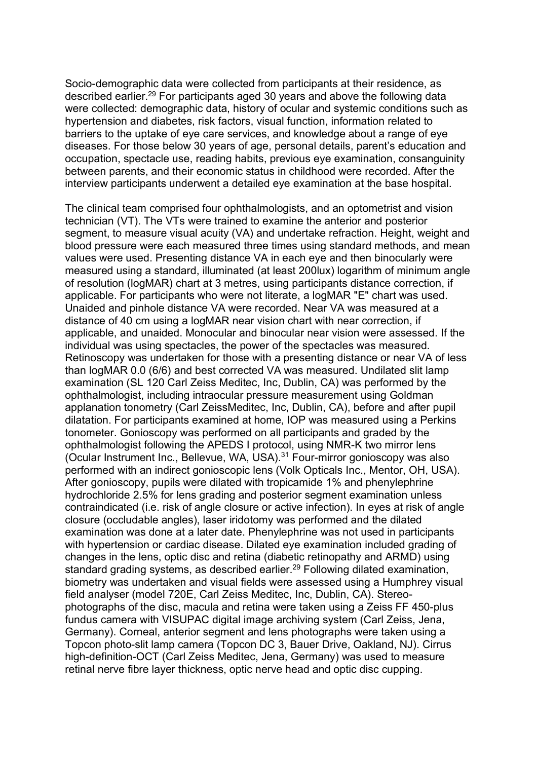Socio-demographic data were collected from participants at their residence, as described earlier.[29] For participants aged 30 years and above the following data were collected: demographic data, history of ocular and systemic conditions such as hypertension and diabetes, risk factors, visual function, information related to barriers to the uptake of eye care services, and knowledge about a range of eye diseases. For those below 30 years of age, personal details, parent's education and occupation, spectacle use, reading habits, previous eye examination, consanguinity between parents, and their economic status in childhood were recorded. After the interview participants underwent a detailed eye examination at the base hospital.

The clinical team comprised four ophthalmologists, and an optometrist and vision technician (VT). The VTs were trained to examine the anterior and posterior segment, to measure visual acuity (VA) and undertake refraction. Height, weight and blood pressure were each measured three times using standard methods, and mean values were used. Presenting distance VA in each eye and then binocularly were measured using a standard, illuminated (at least 200lux) logarithm of minimum angle of resolution (logMAR) chart at 3 metres, using participants distance correction, if applicable. For participants who were not literate, a logMAR "E" chart was used. Unaided and pinhole distance VA were recorded. Near VA was measured at a distance of 40 cm using a logMAR near vision chart with near correction, if applicable, and unaided. Monocular and binocular near vision were assessed. If the individual was using spectacles, the power of the spectacles was measured. Retinoscopy was undertaken for those with a presenting distance or near VA of less than logMAR 0.0 (6/6) and best corrected VA was measured. Undilated slit lamp examination (SL 120 Carl Zeiss Meditec, Inc, Dublin, CA) was performed by the ophthalmologist, including intraocular pressure measurement using Goldman applanation tonometry (Carl ZeissMeditec, Inc, Dublin, CA), before and after pupil dilatation. For participants examined at home, IOP was measured using a Perkins tonometer. Gonioscopy was performed on all participants and graded by the ophthalmologist following the APEDS I protocol, using NMR-K two mirror lens (Ocular Instrument Inc., Bellevue, WA, USA).[31] Four-mirror gonioscopy was also performed with an indirect gonioscopic lens (Volk Opticals Inc., Mentor, OH, USA). After gonioscopy, pupils were dilated with tropicamide 1% and phenylephrine hydrochloride 2.5% for lens grading and posterior segment examination unless contraindicated (i.e. risk of angle closure or active infection). In eyes at risk of angle closure (occludable angles), laser iridotomy was performed and the dilated examination was done at a later date. Phenylephrine was not used in participants with hypertension or cardiac disease. Dilated eye examination included grading of changes in the lens, optic disc and retina (diabetic retinopathy and ARMD) using standard grading systems, as described earlier.[29] Following dilated examination, biometry was undertaken and visual fields were assessed using a Humphrey visual field analyser (model 720E, Carl Zeiss Meditec, Inc, Dublin, CA). Stereo-photographs of the disc, macula and retina were taken using a Zeiss FF 450-plus fundus camera with VISUPAC digital image archiving system (Carl Zeiss, Jena, Germany). Corneal, anterior segment and lens photographs were taken using a Topcon photo-slit lamp camera (Topcon DC 3, Bauer Drive, Oakland, NJ). Cirrus high-definition-OCT (Carl Zeiss Meditec, Jena, Germany) was used to measure retinal nerve fibre layer thickness, optic nerve head and optic disc cupping.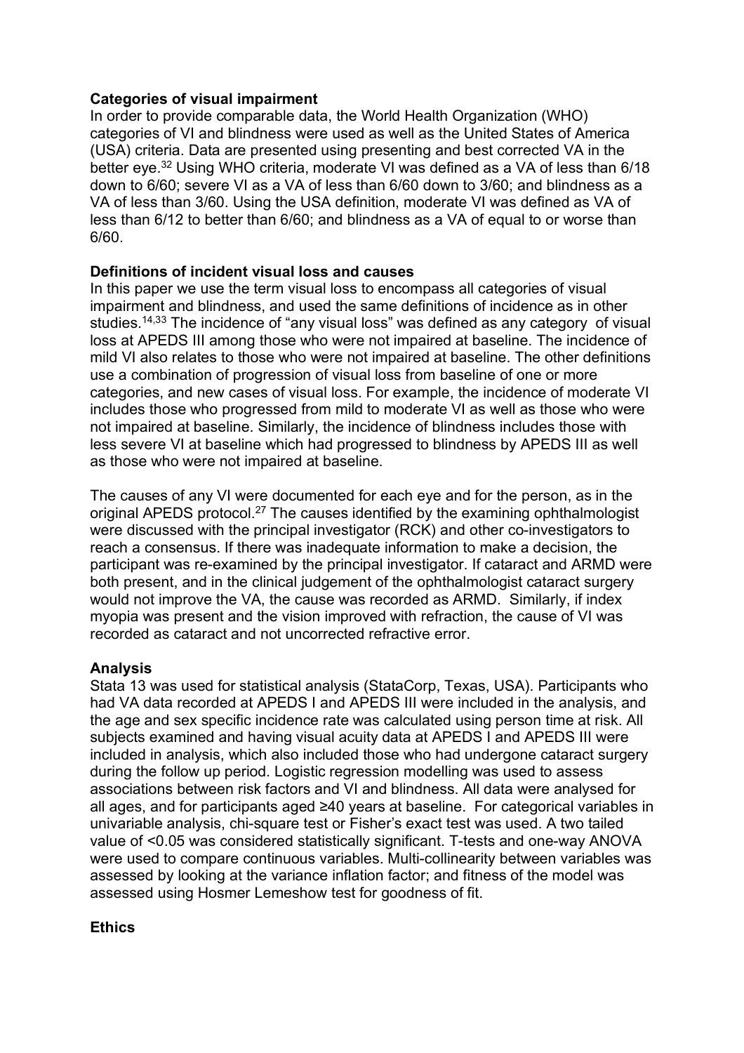**Categories of visual impairment**

In order to provide comparable data, the World Health Organization (WHO) categories of VI and blindness were used as well as the United States of America (USA) criteria. Data are presented using presenting and best corrected VA in the better eye.[32] Using WHO criteria, moderate VI was defined as a VA of less than 6/18 down to 6/60; severe VI as a VA of less than 6/60 down to 3/60; and blindness as a VA of less than 3/60. Using the USA definition, moderate VI was defined as VA of less than 6/12 to better than 6/60; and blindness as a VA of equal to or worse than 6/60.

**Definitions of incident visual loss and causes**

In this paper we use the term visual loss to encompass all categories of visual impairment and blindness, and used the same definitions of incidence as in other studies.[14,33] The incidence of "any visual loss" was defined as any category of visual loss at APEDS III among those who were not impaired at baseline. The incidence of mild VI also relates to those who were not impaired at baseline. The other definitions use a combination of progression of visual loss from baseline of one or more categories, and new cases of visual loss. For example, the incidence of moderate VI includes those who progressed from mild to moderate VI as well as those who were not impaired at baseline. Similarly, the incidence of blindness includes those with less severe VI at baseline which had progressed to blindness by APEDS III as well as those who were not impaired at baseline.

The causes of any VI were documented for each eye and for the person, as in the original APEDS protocol.[27] The causes identified by the examining ophthalmologist were discussed with the principal investigator (RCK) and other co-investigators to reach a consensus. If there was inadequate information to make a decision, the participant was re-examined by the principal investigator. If cataract and ARMD were both present, and in the clinical judgement of the ophthalmologist cataract surgery would not improve the VA, the cause was recorded as ARMD. Similarly, if index myopia was present and the vision improved with refraction, the cause of VI was recorded as cataract and not uncorrected refractive error.

**Analysis**

Stata 13 was used for statistical analysis (StataCorp, Texas, USA). Participants who had VA data recorded at APEDS I and APEDS III were included in the analysis, and the age and sex specific incidence rate was calculated using person time at risk. All subjects examined and having visual acuity data at APEDS I and APEDS III were included in analysis, which also included those who had undergone cataract surgery during the follow up period. Logistic regression modelling was used to assess associations between risk factors and VI and blindness. All data were analysed for all ages, and for participants aged ≥40 years at baseline. For categorical variables in univariable analysis, chi-square test or Fisher's exact test was used. A two tailed value of <0.05 was considered statistically significant. T-tests and one-way ANOVA were used to compare continuous variables. Multi-collinearity between variables was assessed by looking at the variance inflation factor; and fitness of the model was assessed using Hosmer Lemeshow test for goodness of fit.

**Ethics**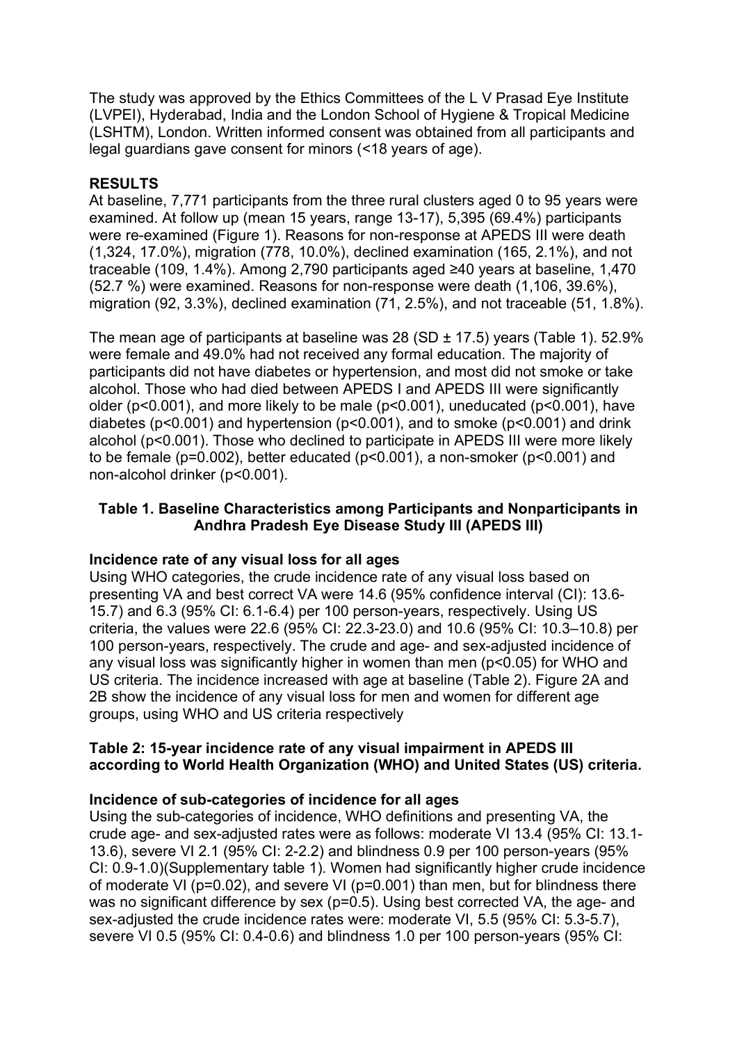The study was approved by the Ethics Committees of the L V Prasad Eye Institute (LVPEI), Hyderabad, India and the London School of Hygiene & Tropical Medicine (LSHTM), London. Written informed consent was obtained from all participants and legal guardians gave consent for minors (<18 years of age).

## RESULTS

At baseline, 7,771 participants from the three rural clusters aged 0 to 95 years were examined. At follow up (mean 15 years, range 13-17), 5,395 (69.4%) participants were re-examined (Figure 1). Reasons for non-response at APEDS III were death (1,324, 17.0%), migration (778, 10.0%), declined examination (165, 2.1%), and not traceable (109, 1.4%). Among 2,790 participants aged ≥40 years at baseline, 1,470 (52.7 %) were examined. Reasons for non-response were death (1,106, 39.6%), migration (92, 3.3%), declined examination (71, 2.5%), and not traceable (51, 1.8%).

The mean age of participants at baseline was 28 (SD ± 17.5) years (Table 1). 52.9% were female and 49.0% had not received any formal education. The majority of participants did not have diabetes or hypertension, and most did not smoke or take alcohol. Those who had died between APEDS I and APEDS III were significantly older ($p<0.001$), and more likely to be male ($p<0.001$), uneducated ($p<0.001$), have diabetes ($p<0.001$) and hypertension ($p<0.001$), and to smoke ($p<0.001$) and drink alcohol ($p<0.001$). Those who declined to participate in APEDS III were more likely to be female ($p=0.002$), better educated ($p<0.001$), a non-smoker ($p<0.001$) and non-alcohol drinker ($p<0.001$).

**Table 1. Baseline Characteristics among Participants and Nonparticipants in Andhra Pradesh Eye Disease Study III (APEDS III)**

### Incidence rate of any visual loss for all ages

Using WHO categories, the crude incidence rate of any visual loss based on presenting VA and best correct VA were 14.6 (95% confidence interval (CI): 13.6-15.7) and 6.3 (95% CI: 6.1-6.4) per 100 person-years, respectively. Using US criteria, the values were 22.6 (95% CI: 22.3-23.0) and 10.6 (95% CI: 10.3–10.8) per 100 person-years, respectively. The crude and age- and sex-adjusted incidence of any visual loss was significantly higher in women than men ($p<0.05$) for WHO and US criteria. The incidence increased with age at baseline (Table 2). Figure 2A and 2B show the incidence of any visual loss for men and women for different age groups, using WHO and US criteria respectively

**Table 2: 15-year incidence rate of any visual impairment in APEDS III according to World Health Organization (WHO) and United States (US) criteria.**

### Incidence of sub-categories of incidence for all ages

Using the sub-categories of incidence, WHO definitions and presenting VA, the crude age- and sex-adjusted rates were as follows: moderate VI 13.4 (95% CI: 13.1-13.6), severe VI 2.1 (95% CI: 2-2.2) and blindness 0.9 per 100 person-years (95% CI: 0.9-1.0)(Supplementary table 1). Women had significantly higher crude incidence of moderate VI ($p=0.02$), and severe VI ($p=0.001$) than men, but for blindness there was no significant difference by sex ($p=0.5$). Using best corrected VA, the age- and sex-adjusted the crude incidence rates were: moderate VI, 5.5 (95% CI: 5.3-5.7), severe VI 0.5 (95% CI: 0.4-0.6) and blindness 1.0 per 100 person-years (95% CI: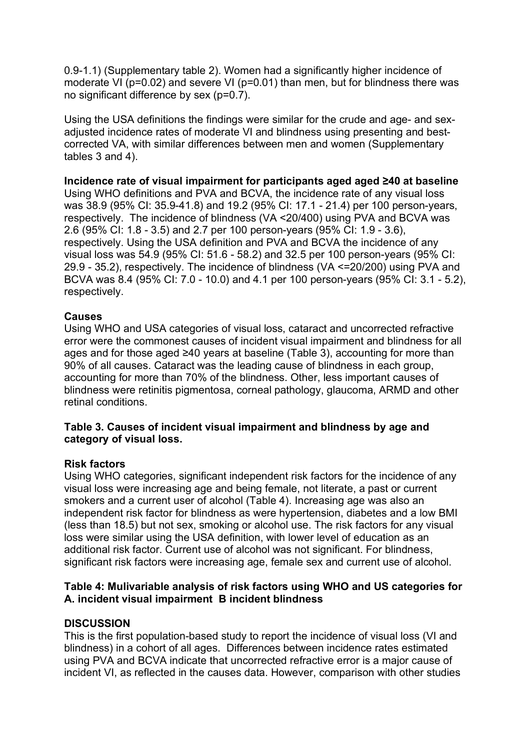0.9-1.1) (Supplementary table 2). Women had a significantly higher incidence of moderate VI (p=0.02) and severe VI (p=0.01) than men, but for blindness there was no significant difference by sex (p=0.7).

Using the USA definitions the findings were similar for the crude and age- and sex-adjusted incidence rates of moderate VI and blindness using presenting and best-corrected VA, with similar differences between men and women (Supplementary tables 3 and 4).

**Incidence rate of visual impairment for participants aged aged ≥40 at baseline**
Using WHO definitions and PVA and BCVA, the incidence rate of any visual loss was 38.9 (95% CI: 35.9-41.8) and 19.2 (95% CI: 17.1 - 21.4) per 100 person-years, respectively. The incidence of blindness (VA <20/400) using PVA and BCVA was 2.6 (95% CI: 1.8 - 3.5) and 2.7 per 100 person-years (95% CI: 1.9 - 3.6), respectively. Using the USA definition and PVA and BCVA the incidence of any visual loss was 54.9 (95% CI: 51.6 - 58.2) and 32.5 per 100 person-years (95% CI: 29.9 - 35.2), respectively. The incidence of blindness (VA <=20/200) using PVA and BCVA was 8.4 (95% CI: 7.0 - 10.0) and 4.1 per 100 person-years (95% CI: 3.1 - 5.2), respectively.

**Causes**
Using WHO and USA categories of visual loss, cataract and uncorrected refractive error were the commonest causes of incident visual impairment and blindness for all ages and for those aged ≥40 years at baseline (Table 3), accounting for more than 90% of all causes. Cataract was the leading cause of blindness in each group, accounting for more than 70% of the blindness. Other, less important causes of blindness were retinitis pigmentosa, corneal pathology, glaucoma, ARMD and other retinal conditions.

**Table 3. Causes of incident visual impairment and blindness by age and category of visual loss.**

**Risk factors**
Using WHO categories, significant independent risk factors for the incidence of any visual loss were increasing age and being female, not literate, a past or current smokers and a current user of alcohol (Table 4). Increasing age was also an independent risk factor for blindness as were hypertension, diabetes and a low BMI (less than 18.5) but not sex, smoking or alcohol use. The risk factors for any visual loss were similar using the USA definition, with lower level of education as an additional risk factor. Current use of alcohol was not significant. For blindness, significant risk factors were increasing age, female sex and current use of alcohol.

**Table 4: Mulivariable analysis of risk factors using WHO and US categories for A. incident visual impairment B incident blindness**

## DISCUSSION

This is the first population-based study to report the incidence of visual loss (VI and blindness) in a cohort of all ages. Differences between incidence rates estimated using PVA and BCVA indicate that uncorrected refractive error is a major cause of incident VI, as reflected in the causes data. However, comparison with other studies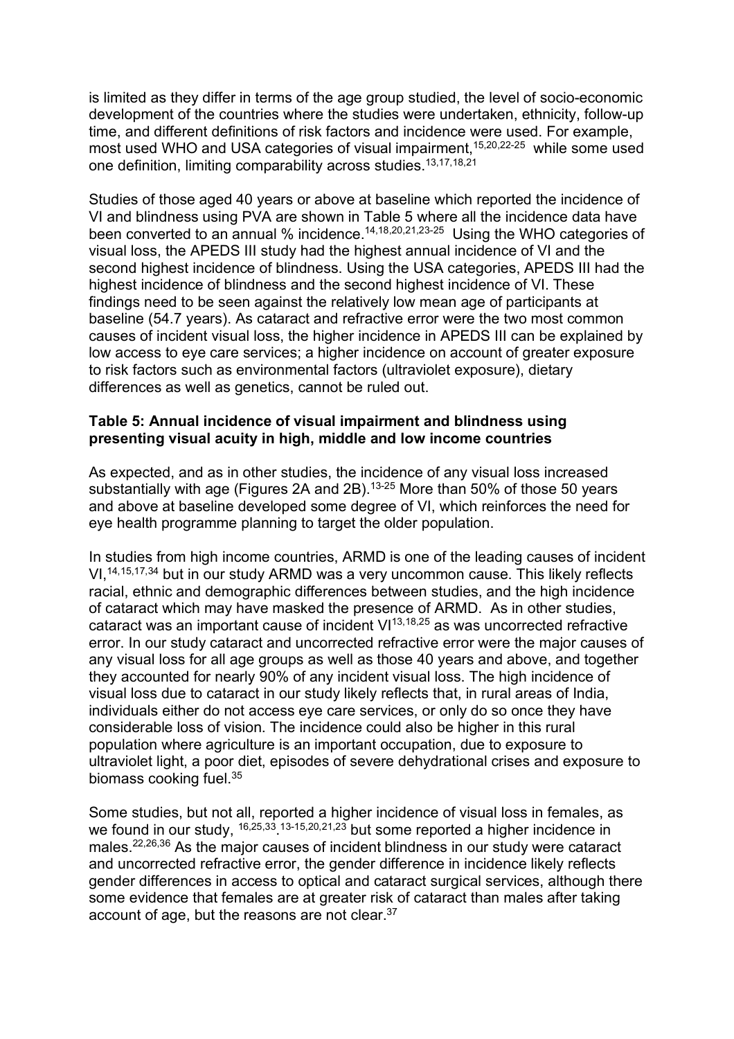is limited as they differ in terms of the age group studied, the level of socio-economic development of the countries where the studies were undertaken, ethnicity, follow-up time, and different definitions of risk factors and incidence were used. For example, most used WHO and USA categories of visual impairment,[15,20,22-25] while some used one definition, limiting comparability across studies.[13,17,18,21]

Studies of those aged 40 years or above at baseline which reported the incidence of VI and blindness using PVA are shown in Table 5 where all the incidence data have been converted to an annual % incidence.[14,18,20,21,23-25] Using the WHO categories of visual loss, the APEDS III study had the highest annual incidence of VI and the second highest incidence of blindness. Using the USA categories, APEDS III had the highest incidence of blindness and the second highest incidence of VI. These findings need to be seen against the relatively low mean age of participants at baseline (54.7 years). As cataract and refractive error were the two most common causes of incident visual loss, the higher incidence in APEDS III can be explained by low access to eye care services; a higher incidence on account of greater exposure to risk factors such as environmental factors (ultraviolet exposure), dietary differences as well as genetics, cannot be ruled out.

**Table 5: Annual incidence of visual impairment and blindness using presenting visual acuity in high, middle and low income countries**

As expected, and as in other studies, the incidence of any visual loss increased substantially with age (Figures 2A and 2B).[13-25] More than 50% of those 50 years and above at baseline developed some degree of VI, which reinforces the need for eye health programme planning to target the older population.

In studies from high income countries, ARMD is one of the leading causes of incident VI,[14,15,17,34] but in our study ARMD was a very uncommon cause. This likely reflects racial, ethnic and demographic differences between studies, and the high incidence of cataract which may have masked the presence of ARMD. As in other studies, cataract was an important cause of incident VI[13,18,25] as was uncorrected refractive error. In our study cataract and uncorrected refractive error were the major causes of any visual loss for all age groups as well as those 40 years and above, and together they accounted for nearly 90% of any incident visual loss. The high incidence of visual loss due to cataract in our study likely reflects that, in rural areas of India, individuals either do not access eye care services, or only do so once they have considerable loss of vision. The incidence could also be higher in this rural population where agriculture is an important occupation, due to exposure to ultraviolet light, a poor diet, episodes of severe dehydrational crises and exposure to biomass cooking fuel.[35]

Some studies, but not all, reported a higher incidence of visual loss in females, as we found in our study, [16,25,33].[13-15,20,21,23] but some reported a higher incidence in males.[22,26,36] As the major causes of incident blindness in our study were cataract and uncorrected refractive error, the gender difference in incidence likely reflects gender differences in access to optical and cataract surgical services, although there some evidence that females are at greater risk of cataract than males after taking account of age, but the reasons are not clear.[37]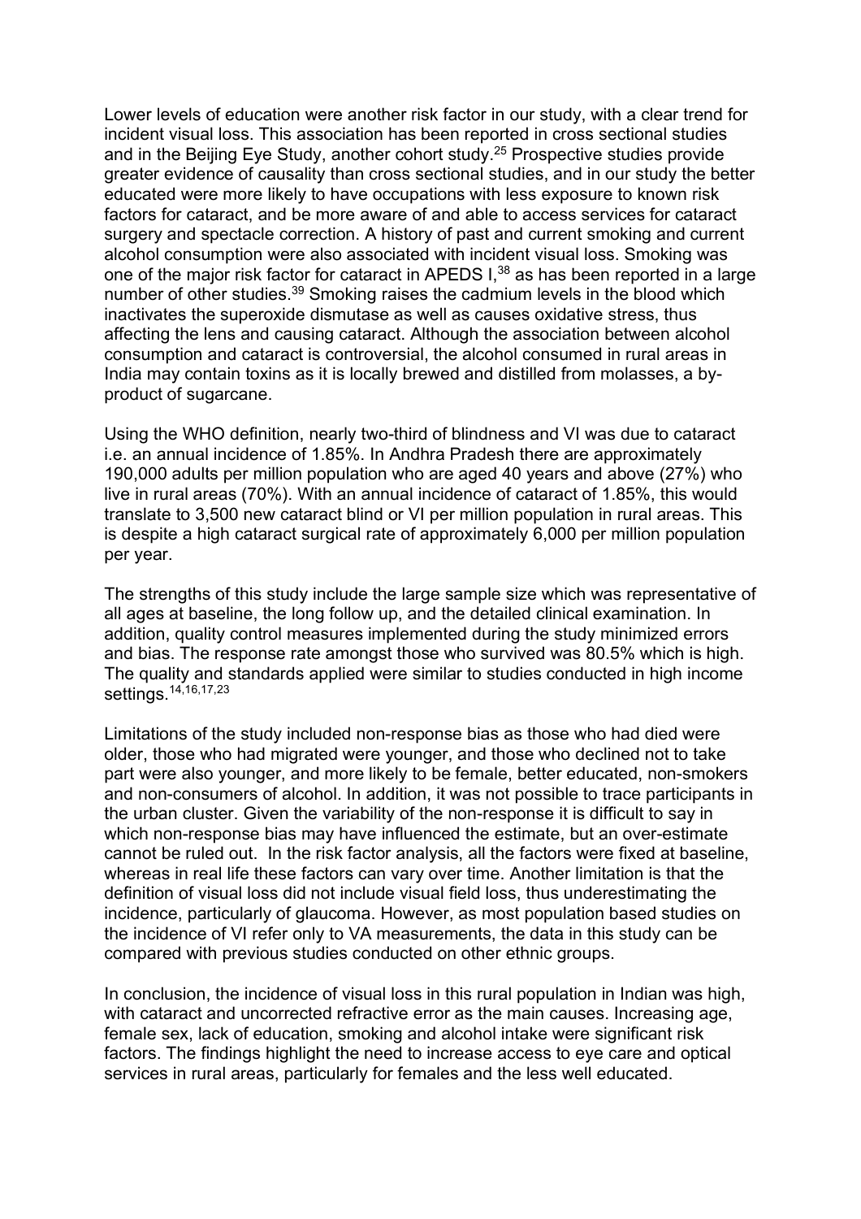Lower levels of education were another risk factor in our study, with a clear trend for incident visual loss. This association has been reported in cross sectional studies and in the Beijing Eye Study, another cohort study.[25] Prospective studies provide greater evidence of causality than cross sectional studies, and in our study the better educated were more likely to have occupations with less exposure to known risk factors for cataract, and be more aware of and able to access services for cataract surgery and spectacle correction. A history of past and current smoking and current alcohol consumption were also associated with incident visual loss. Smoking was one of the major risk factor for cataract in APEDS I,[38] as has been reported in a large number of other studies.[39] Smoking raises the cadmium levels in the blood which inactivates the superoxide dismutase as well as causes oxidative stress, thus affecting the lens and causing cataract. Although the association between alcohol consumption and cataract is controversial, the alcohol consumed in rural areas in India may contain toxins as it is locally brewed and distilled from molasses, a by-product of sugarcane.

Using the WHO definition, nearly two-third of blindness and VI was due to cataract i.e. an annual incidence of 1.85%. In Andhra Pradesh there are approximately 190,000 adults per million population who are aged 40 years and above (27%) who live in rural areas (70%). With an annual incidence of cataract of 1.85%, this would translate to 3,500 new cataract blind or VI per million population in rural areas. This is despite a high cataract surgical rate of approximately 6,000 per million population per year.

The strengths of this study include the large sample size which was representative of all ages at baseline, the long follow up, and the detailed clinical examination. In addition, quality control measures implemented during the study minimized errors and bias. The response rate amongst those who survived was 80.5% which is high. The quality and standards applied were similar to studies conducted in high income settings.[14,16,17,23]

Limitations of the study included non-response bias as those who had died were older, those who had migrated were younger, and those who declined not to take part were also younger, and more likely to be female, better educated, non-smokers and non-consumers of alcohol. In addition, it was not possible to trace participants in the urban cluster. Given the variability of the non-response it is difficult to say in which non-response bias may have influenced the estimate, but an over-estimate cannot be ruled out. In the risk factor analysis, all the factors were fixed at baseline, whereas in real life these factors can vary over time. Another limitation is that the definition of visual loss did not include visual field loss, thus underestimating the incidence, particularly of glaucoma. However, as most population based studies on the incidence of VI refer only to VA measurements, the data in this study can be compared with previous studies conducted on other ethnic groups.

In conclusion, the incidence of visual loss in this rural population in Indian was high, with cataract and uncorrected refractive error as the main causes. Increasing age, female sex, lack of education, smoking and alcohol intake were significant risk factors. The findings highlight the need to increase access to eye care and optical services in rural areas, particularly for females and the less well educated.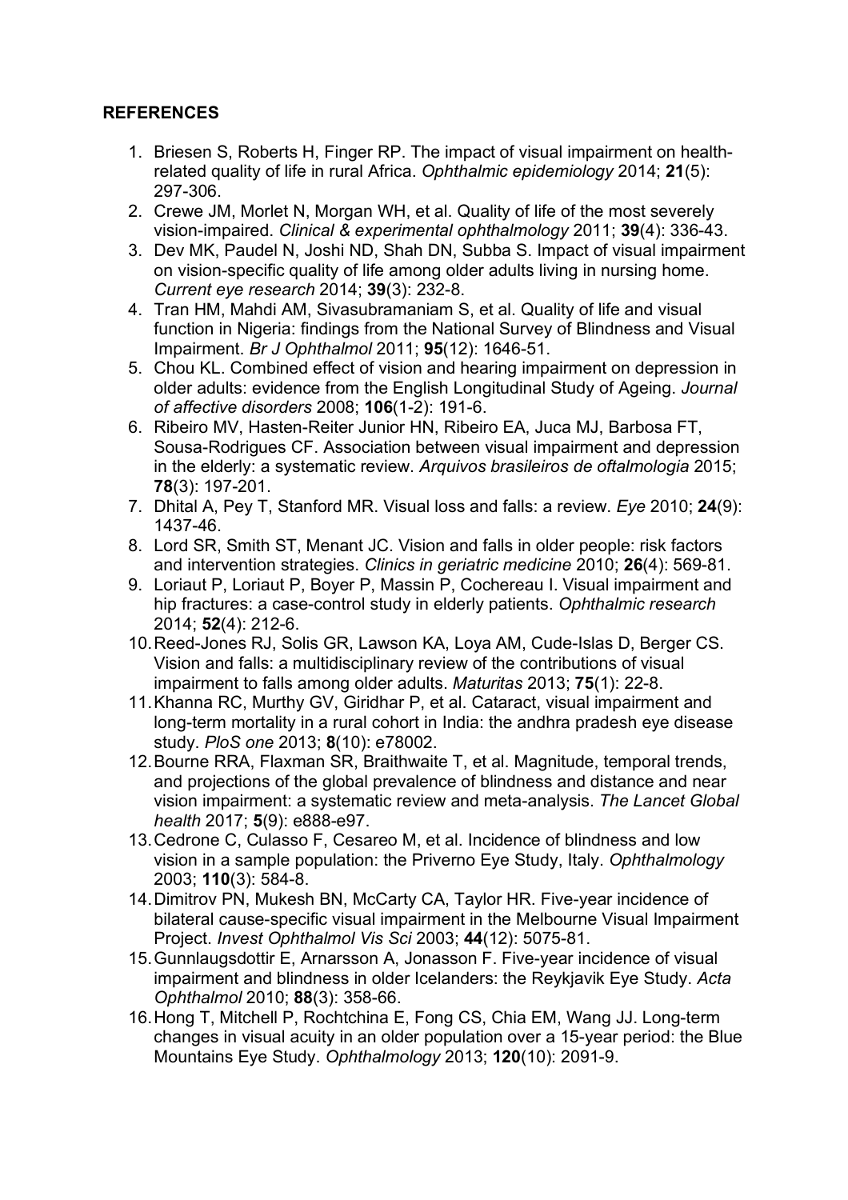**REFERENCES**

1. Briesen S, Roberts H, Finger RP. The impact of visual impairment on health-related quality of life in rural Africa. *Ophthalmic epidemiology* 2014; **21**(5): 297-306.
2. Crewe JM, Morlet N, Morgan WH, et al. Quality of life of the most severely vision-impaired. *Clinical & experimental ophthalmology* 2011; **39**(4): 336-43.
3. Dev MK, Paudel N, Joshi ND, Shah DN, Subba S. Impact of visual impairment on vision-specific quality of life among older adults living in nursing home. *Current eye research* 2014; **39**(3): 232-8.
4. Tran HM, Mahdi AM, Sivasubramaniam S, et al. Quality of life and visual function in Nigeria: findings from the National Survey of Blindness and Visual Impairment. *Br J Ophthalmol* 2011; **95**(12): 1646-51.
5. Chou KL. Combined effect of vision and hearing impairment on depression in older adults: evidence from the English Longitudinal Study of Ageing. *Journal of affective disorders* 2008; **106**(1-2): 191-6.
6. Ribeiro MV, Hasten-Reiter Junior HN, Ribeiro EA, Juca MJ, Barbosa FT, Sousa-Rodrigues CF. Association between visual impairment and depression in the elderly: a systematic review. *Arquivos brasileiros de oftalmologia* 2015; **78**(3): 197-201.
7. Dhital A, Pey T, Stanford MR. Visual loss and falls: a review. *Eye* 2010; **24**(9): 1437-46.
8. Lord SR, Smith ST, Menant JC. Vision and falls in older people: risk factors and intervention strategies. *Clinics in geriatric medicine* 2010; **26**(4): 569-81.
9. Loriaut P, Loriaut P, Boyer P, Massin P, Cochereau I. Visual impairment and hip fractures: a case-control study in elderly patients. *Ophthalmic research* 2014; **52**(4): 212-6.
10. Reed-Jones RJ, Solis GR, Lawson KA, Loya AM, Cude-Islas D, Berger CS. Vision and falls: a multidisciplinary review of the contributions of visual impairment to falls among older adults. *Maturitas* 2013; **75**(1): 22-8.
11. Khanna RC, Murthy GV, Giridhar P, et al. Cataract, visual impairment and long-term mortality in a rural cohort in India: the andhra pradesh eye disease study. *PloS one* 2013; **8**(10): e78002.
12. Bourne RRA, Flaxman SR, Braithwaite T, et al. Magnitude, temporal trends, and projections of the global prevalence of blindness and distance and near vision impairment: a systematic review and meta-analysis. *The Lancet Global health* 2017; **5**(9): e888-e97.
13. Cedrone C, Culasso F, Cesareo M, et al. Incidence of blindness and low vision in a sample population: the Priverno Eye Study, Italy. *Ophthalmology* 2003; **110**(3): 584-8.
14. Dimitrov PN, Mukesh BN, McCarty CA, Taylor HR. Five-year incidence of bilateral cause-specific visual impairment in the Melbourne Visual Impairment Project. *Invest Ophthalmol Vis Sci* 2003; **44**(12): 5075-81.
15. Gunnlaugsdottir E, Arnarsson A, Jonasson F. Five-year incidence of visual impairment and blindness in older Icelanders: the Reykjavik Eye Study. *Acta Ophthalmol* 2010; **88**(3): 358-66.
16. Hong T, Mitchell P, Rochtchina E, Fong CS, Chia EM, Wang JJ. Long-term changes in visual acuity in an older population over a 15-year period: the Blue Mountains Eye Study. *Ophthalmology* 2013; **120**(10): 2091-9.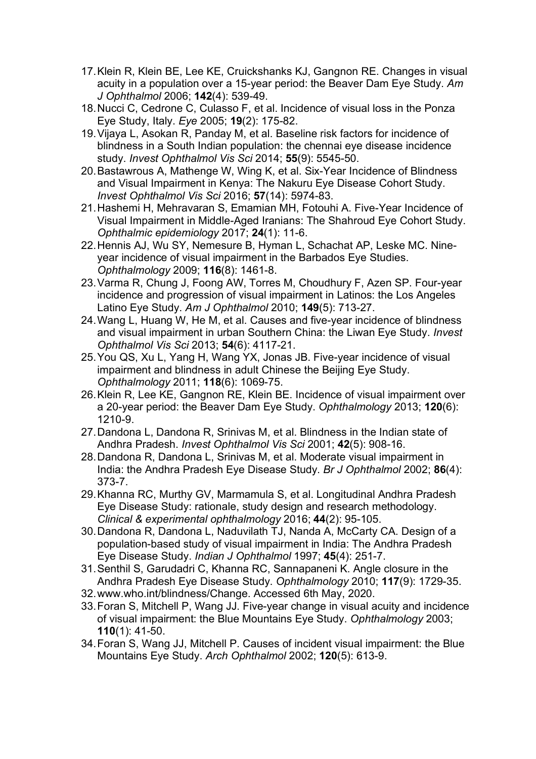17. Klein R, Klein BE, Lee KE, Cruickshanks KJ, Gangnon RE. Changes in visual acuity in a population over a 15-year period: the Beaver Dam Eye Study. *Am J Ophthalmol* 2006; **142**(4): 539-49.
18. Nucci C, Cedrone C, Culasso F, et al. Incidence of visual loss in the Ponza Eye Study, Italy. *Eye* 2005; **19**(2): 175-82.
19. Vijaya L, Asokan R, Panday M, et al. Baseline risk factors for incidence of blindness in a South Indian population: the chennai eye disease incidence study. *Invest Ophthalmol Vis Sci* 2014; **55**(9): 5545-50.
20. Bastawrous A, Mathenge W, Wing K, et al. Six-Year Incidence of Blindness and Visual Impairment in Kenya: The Nakuru Eye Disease Cohort Study. *Invest Ophthalmol Vis Sci* 2016; **57**(14): 5974-83.
21. Hashemi H, Mehravaran S, Emamian MH, Fotouhi A. Five-Year Incidence of Visual Impairment in Middle-Aged Iranians: The Shahroud Eye Cohort Study. *Ophthalmic epidemiology* 2017; **24**(1): 11-6.
22. Hennis AJ, Wu SY, Nemesure B, Hyman L, Schachat AP, Leske MC. Nine-year incidence of visual impairment in the Barbados Eye Studies. *Ophthalmology* 2009; **116**(8): 1461-8.
23. Varma R, Chung J, Foong AW, Torres M, Choudhury F, Azen SP. Four-year incidence and progression of visual impairment in Latinos: the Los Angeles Latino Eye Study. *Am J Ophthalmol* 2010; **149**(5): 713-27.
24. Wang L, Huang W, He M, et al. Causes and five-year incidence of blindness and visual impairment in urban Southern China: the Liwan Eye Study. *Invest Ophthalmol Vis Sci* 2013; **54**(6): 4117-21.
25. You QS, Xu L, Yang H, Wang YX, Jonas JB. Five-year incidence of visual impairment and blindness in adult Chinese the Beijing Eye Study. *Ophthalmology* 2011; **118**(6): 1069-75.
26. Klein R, Lee KE, Gangnon RE, Klein BE. Incidence of visual impairment over a 20-year period: the Beaver Dam Eye Study. *Ophthalmology* 2013; **120**(6): 1210-9.
27. Dandona L, Dandona R, Srinivas M, et al. Blindness in the Indian state of Andhra Pradesh. *Invest Ophthalmol Vis Sci* 2001; **42**(5): 908-16.
28. Dandona R, Dandona L, Srinivas M, et al. Moderate visual impairment in India: the Andhra Pradesh Eye Disease Study. *Br J Ophthalmol* 2002; **86**(4): 373-7.
29. Khanna RC, Murthy GV, Marmamula S, et al. Longitudinal Andhra Pradesh Eye Disease Study: rationale, study design and research methodology. *Clinical & experimental ophthalmology* 2016; **44**(2): 95-105.
30. Dandona R, Dandona L, Naduvilath TJ, Nanda A, McCarty CA. Design of a population-based study of visual impairment in India: The Andhra Pradesh Eye Disease Study. *Indian J Ophthalmol* 1997; **45**(4): 251-7.
31. Senthil S, Garudadri C, Khanna RC, Sannapaneni K. Angle closure in the Andhra Pradesh Eye Disease Study. *Ophthalmology* 2010; **117**(9): 1729-35.
32. www.who.int/blindness/Change. Accessed 6th May, 2020.
33. Foran S, Mitchell P, Wang JJ. Five-year change in visual acuity and incidence of visual impairment: the Blue Mountains Eye Study. *Ophthalmology* 2003; **110**(1): 41-50.
34. Foran S, Wang JJ, Mitchell P. Causes of incident visual impairment: the Blue Mountains Eye Study. *Arch Ophthalmol* 2002; **120**(5): 613-9.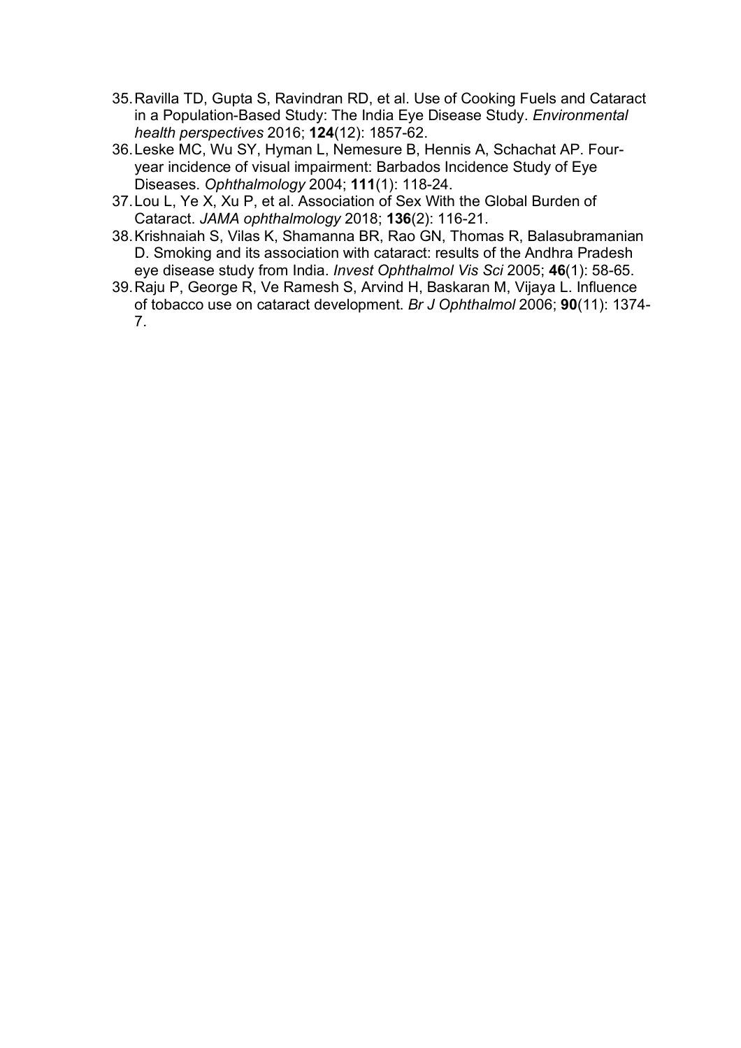35. Ravilla TD, Gupta S, Ravindran RD, et al. Use of Cooking Fuels and Cataract in a Population-Based Study: The India Eye Disease Study. *Environmental health perspectives* 2016; **124**(12): 1857-62.
36. Leske MC, Wu SY, Hyman L, Nemesure B, Hennis A, Schachat AP. Four-year incidence of visual impairment: Barbados Incidence Study of Eye Diseases. *Ophthalmology* 2004; **111**(1): 118-24.
37. Lou L, Ye X, Xu P, et al. Association of Sex With the Global Burden of Cataract. *JAMA ophthalmology* 2018; **136**(2): 116-21.
38. Krishnaiah S, Vilas K, Shamanna BR, Rao GN, Thomas R, Balasubramanian D. Smoking and its association with cataract: results of the Andhra Pradesh eye disease study from India. *Invest Ophthalmol Vis Sci* 2005; **46**(1): 58-65.
39. Raju P, George R, Ve Ramesh S, Arvind H, Baskaran M, Vijaya L. Influence of tobacco use on cataract development. *Br J Ophthalmol* 2006; **90**(11): 1374-7.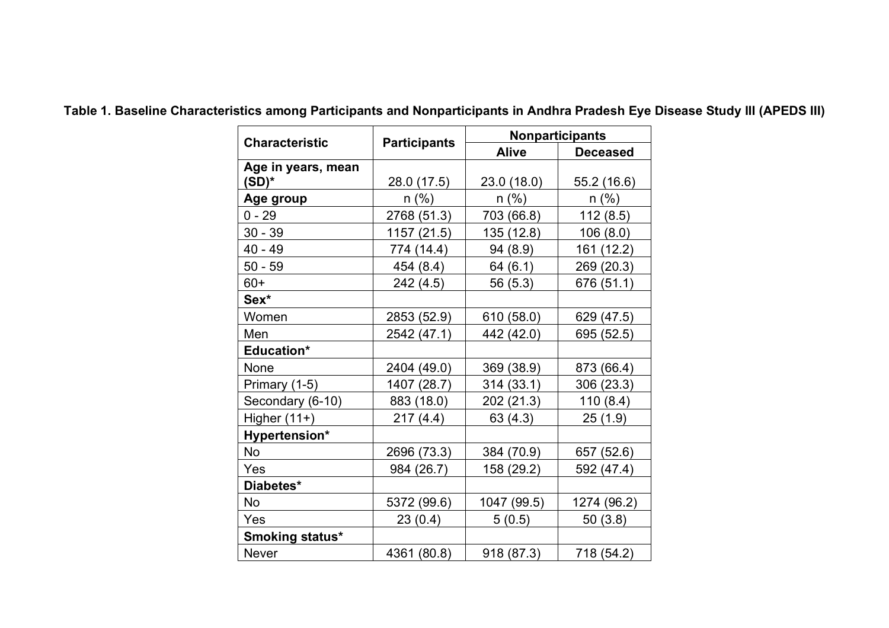**Table 1. Baseline Characteristics among Participants and Nonparticipants in Andhra Pradesh Eye Disease Study III (APEDS III)**

| Characteristic | Participants | Nonparticipants | |
|---|---|---|---|
| | | Alive | Deceased |
| **Age in years, mean (SD)*** | 28.0 (17.5) | 23.0 (18.0) | 55.2 (16.6) |
| **Age group** | n (%) | n (%) | n (%) |
| 0 - 29 | 2768 (51.3) | 703 (66.8) | 112 (8.5) |
| 30 - 39 | 1157 (21.5) | 135 (12.8) | 106 (8.0) |
| 40 - 49 | 774 (14.4) | 94 (8.9) | 161 (12.2) |
| 50 - 59 | 454 (8.4) | 64 (6.1) | 269 (20.3) |
| 60+ | 242 (4.5) | 56 (5.3) | 676 (51.1) |
| **Sex*** | | | |
| Women | 2853 (52.9) | 610 (58.0) | 629 (47.5) |
| Men | 2542 (47.1) | 442 (42.0) | 695 (52.5) |
| **Education*** | | | |
| None | 2404 (49.0) | 369 (38.9) | 873 (66.4) |
| Primary (1-5) | 1407 (28.7) | 314 (33.1) | 306 (23.3) |
| Secondary (6-10) | 883 (18.0) | 202 (21.3) | 110 (8.4) |
| Higher (11+) | 217 (4.4) | 63 (4.3) | 25 (1.9) |
| **Hypertension*** | | | |
| No | 2696 (73.3) | 384 (70.9) | 657 (52.6) |
| Yes | 984 (26.7) | 158 (29.2) | 592 (47.4) |
| **Diabetes*** | | | |
| No | 5372 (99.6) | 1047 (99.5) | 1274 (96.2) |
| Yes | 23 (0.4) | 5 (0.5) | 50 (3.8) |
| **Smoking status*** | | | |
| Never | 4361 (80.8) | 918 (87.3) | 718 (54.2) |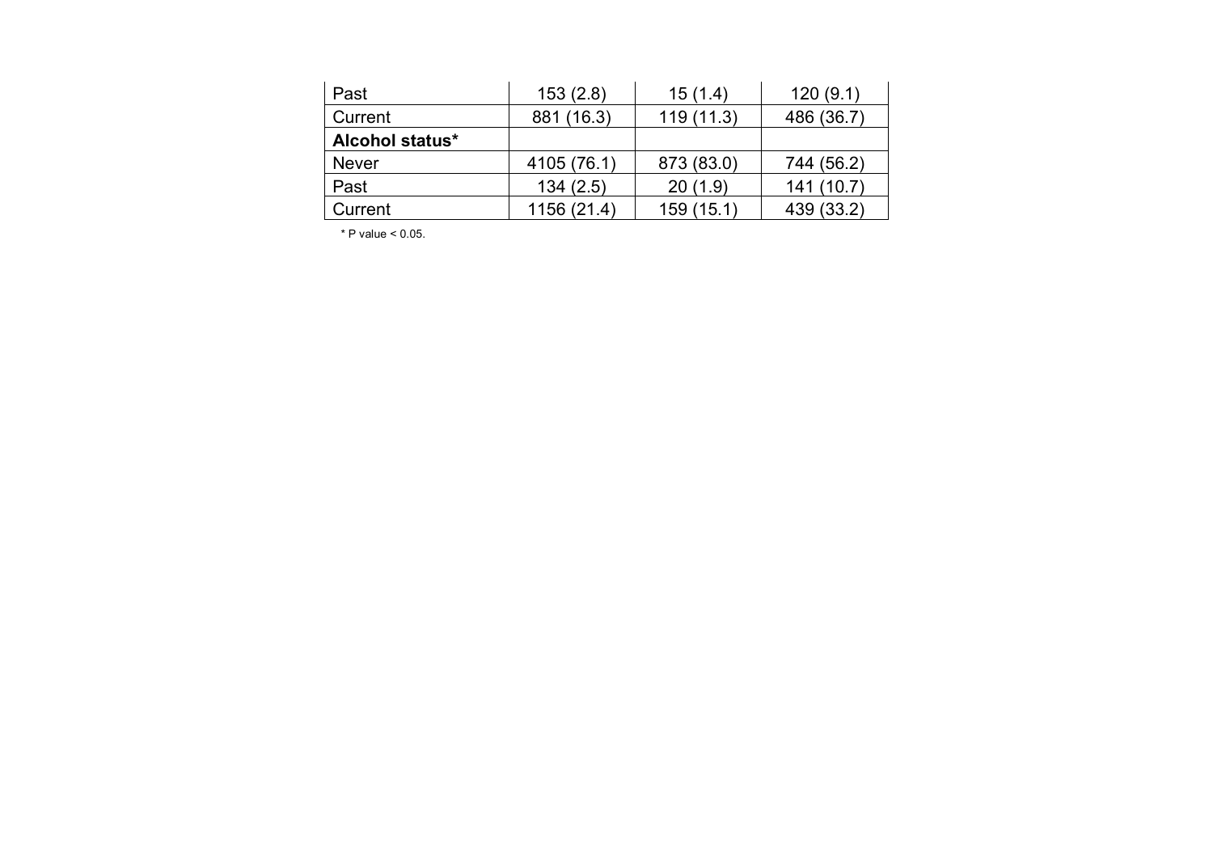| | | | |
|---|---|---|---|
| Past | 153 (2.8) | 15 (1.4) | 120 (9.1) |
| Current | 881 (16.3) | 119 (11.3) | 486 (36.7) |
| **Alcohol status*** | | | |
| Never | 4105 (76.1) | 873 (83.0) | 744 (56.2) |
| Past | 134 (2.5) | 20 (1.9) | 141 (10.7) |
| Current | 1156 (21.4) | 159 (15.1) | 439 (33.2) |

* P value < 0.05.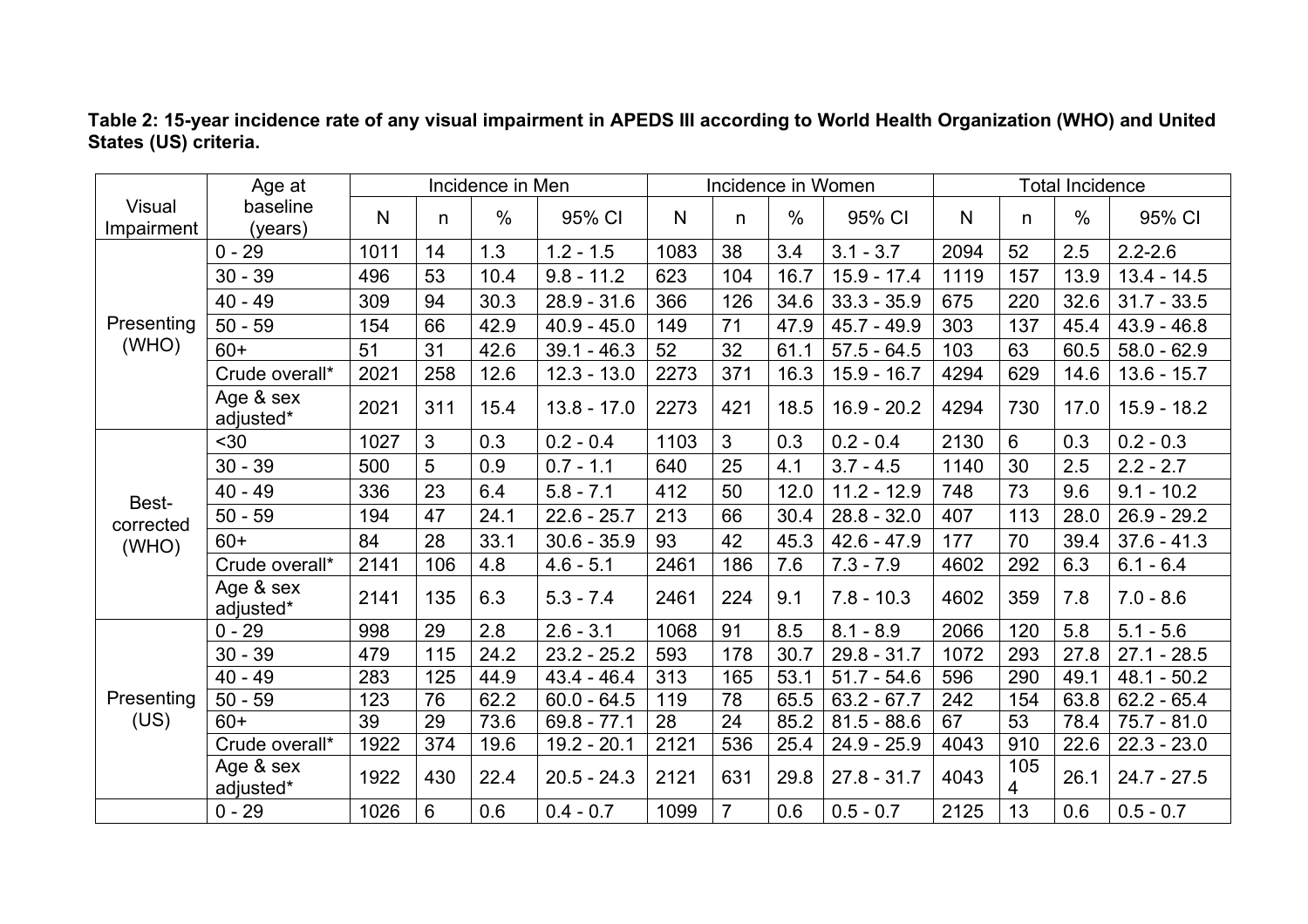**Table 2: 15-year incidence rate of any visual impairment in APEDS III according to World Health Organization (WHO) and United States (US) criteria.**

| Visual Impairment | Age at baseline (years) | Incidence in Men | | | | Incidence in Women | | | | Total Incidence | | | |
|---|---|---|---|---|---|---|---|---|---|---|---|---|---|
| | | N | n | % | 95% CI | N | n | % | 95% CI | N | n | % | 95% CI |
| Presenting (WHO) | 0 - 29 | 1011 | 14 | 1.3 | 1.2 - 1.5 | 1083 | 38 | 3.4 | 3.1 - 3.7 | 2094 | 52 | 2.5 | 2.2-2.6 |
| | 30 - 39 | 496 | 53 | 10.4 | 9.8 - 11.2 | 623 | 104 | 16.7 | 15.9 - 17.4 | 1119 | 157 | 13.9 | 13.4 - 14.5 |
| | 40 - 49 | 309 | 94 | 30.3 | 28.9 - 31.6 | 366 | 126 | 34.6 | 33.3 - 35.9 | 675 | 220 | 32.6 | 31.7 - 33.5 |
| | 50 - 59 | 154 | 66 | 42.9 | 40.9 - 45.0 | 149 | 71 | 47.9 | 45.7 - 49.9 | 303 | 137 | 45.4 | 43.9 - 46.8 |
| | 60+ | 51 | 31 | 42.6 | 39.1 - 46.3 | 52 | 32 | 61.1 | 57.5 - 64.5 | 103 | 63 | 60.5 | 58.0 - 62.9 |
| | Crude overall* | 2021 | 258 | 12.6 | 12.3 - 13.0 | 2273 | 371 | 16.3 | 15.9 - 16.7 | 4294 | 629 | 14.6 | 13.6 - 15.7 |
| | Age & sex adjusted* | 2021 | 311 | 15.4 | 13.8 - 17.0 | 2273 | 421 | 18.5 | 16.9 - 20.2 | 4294 | 730 | 17.0 | 15.9 - 18.2 |
| Best-corrected (WHO) | <30 | 1027 | 3 | 0.3 | 0.2 - 0.4 | 1103 | 3 | 0.3 | 0.2 - 0.4 | 2130 | 6 | 0.3 | 0.2 - 0.3 |
| | 30 - 39 | 500 | 5 | 0.9 | 0.7 - 1.1 | 640 | 25 | 4.1 | 3.7 - 4.5 | 1140 | 30 | 2.5 | 2.2 - 2.7 |
| | 40 - 49 | 336 | 23 | 6.4 | 5.8 - 7.1 | 412 | 50 | 12.0 | 11.2 - 12.9 | 748 | 73 | 9.6 | 9.1 - 10.2 |
| | 50 - 59 | 194 | 47 | 24.1 | 22.6 - 25.7 | 213 | 66 | 30.4 | 28.8 - 32.0 | 407 | 113 | 28.0 | 26.9 - 29.2 |
| | 60+ | 84 | 28 | 33.1 | 30.6 - 35.9 | 93 | 42 | 45.3 | 42.6 - 47.9 | 177 | 70 | 39.4 | 37.6 - 41.3 |
| | Crude overall* | 2141 | 106 | 4.8 | 4.6 - 5.1 | 2461 | 186 | 7.6 | 7.3 - 7.9 | 4602 | 292 | 6.3 | 6.1 - 6.4 |
| | Age & sex adjusted* | 2141 | 135 | 6.3 | 5.3 - 7.4 | 2461 | 224 | 9.1 | 7.8 - 10.3 | 4602 | 359 | 7.8 | 7.0 - 8.6 |
| Presenting (US) | 0 - 29 | 998 | 29 | 2.8 | 2.6 - 3.1 | 1068 | 91 | 8.5 | 8.1 - 8.9 | 2066 | 120 | 5.8 | 5.1 - 5.6 |
| | 30 - 39 | 479 | 115 | 24.2 | 23.2 - 25.2 | 593 | 178 | 30.7 | 29.8 - 31.7 | 1072 | 293 | 27.8 | 27.1 - 28.5 |
| | 40 - 49 | 283 | 125 | 44.9 | 43.4 - 46.4 | 313 | 165 | 53.1 | 51.7 - 54.6 | 596 | 290 | 49.1 | 48.1 - 50.2 |
| | 50 - 59 | 123 | 76 | 62.2 | 60.0 - 64.5 | 119 | 78 | 65.5 | 63.2 - 67.7 | 242 | 154 | 63.8 | 62.2 - 65.4 |
| | 60+ | 39 | 29 | 73.6 | 69.8 - 77.1 | 28 | 24 | 85.2 | 81.5 - 88.6 | 67 | 53 | 78.4 | 75.7 - 81.0 |
| | Crude overall* | 1922 | 374 | 19.6 | 19.2 - 20.1 | 2121 | 536 | 25.4 | 24.9 - 25.9 | 4043 | 910 | 22.6 | 22.3 - 23.0 |
| | Age & sex adjusted* | 1922 | 430 | 22.4 | 20.5 - 24.3 | 2121 | 631 | 29.8 | 27.8 - 31.7 | 4043 | 1054 | 26.1 | 24.7 - 27.5 |
| | 0 - 29 | 1026 | 6 | 0.6 | 0.4 - 0.7 | 1099 | 7 | 0.6 | 0.5 - 0.7 | 2125 | 13 | 0.6 | 0.5 - 0.7 |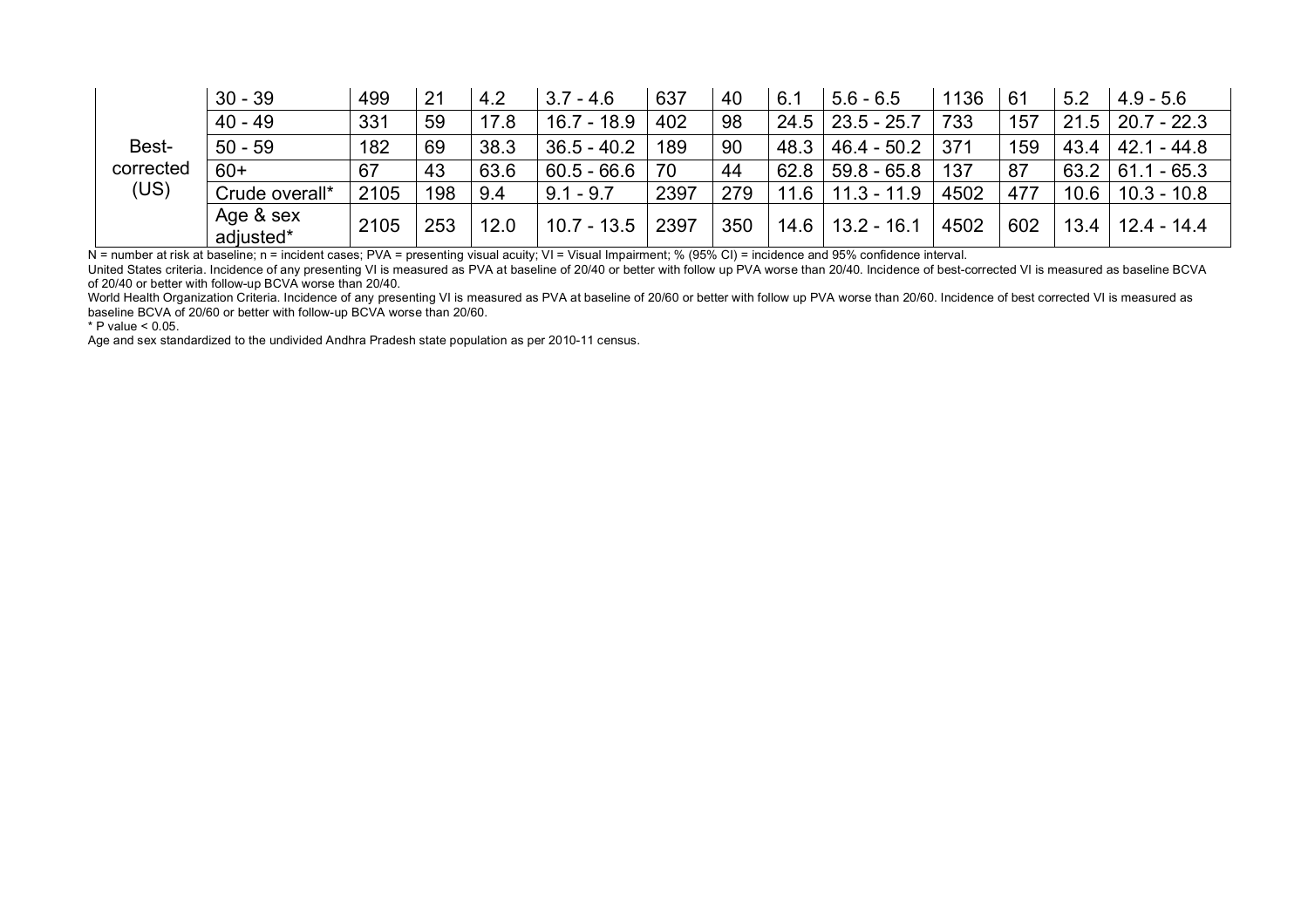| | | | | | | | | | | | | | |
|---|---|---|---|---|---|---|---|---|---|---|---|---|---|
| Best-corrected (US) | 30 - 39 | 499 | 21 | 4.2 | 3.7 - 4.6 | 637 | 40 | 6.1 | 5.6 - 6.5 | 1136 | 61 | 5.2 | 4.9 - 5.6 |
| | 40 - 49 | 331 | 59 | 17.8 | 16.7 - 18.9 | 402 | 98 | 24.5 | 23.5 - 25.7 | 733 | 157 | 21.5 | 20.7 - 22.3 |
| | 50 - 59 | 182 | 69 | 38.3 | 36.5 - 40.2 | 189 | 90 | 48.3 | 46.4 - 50.2 | 371 | 159 | 43.4 | 42.1 - 44.8 |
| | 60+ | 67 | 43 | 63.6 | 60.5 - 66.6 | 70 | 44 | 62.8 | 59.8 - 65.8 | 137 | 87 | 63.2 | 61.1 - 65.3 |
| | Crude overall* | 2105 | 198 | 9.4 | 9.1 - 9.7 | 2397 | 279 | 11.6 | 11.3 - 11.9 | 4502 | 477 | 10.6 | 10.3 - 10.8 |
| | Age & sex adjusted* | 2105 | 253 | 12.0 | 10.7 - 13.5 | 2397 | 350 | 14.6 | 13.2 - 16.1 | 4502 | 602 | 13.4 | 12.4 - 14.4 |

N = number at risk at baseline; n = incident cases; PVA = presenting visual acuity; VI = Visual Impairment; % (95% CI) = incidence and 95% confidence interval.

United States criteria. Incidence of any presenting VI is measured as PVA at baseline of 20/40 or better with follow up PVA worse than 20/40. Incidence of best-corrected VI is measured as baseline BCVA of 20/40 or better with follow-up BCVA worse than 20/40.

World Health Organization Criteria. Incidence of any presenting VI is measured as PVA at baseline of 20/60 or better with follow up PVA worse than 20/60. Incidence of best corrected VI is measured as baseline BCVA of 20/60 or better with follow-up BCVA worse than 20/60.

* P value < 0.05.

Age and sex standardized to the undivided Andhra Pradesh state population as per 2010-11 census.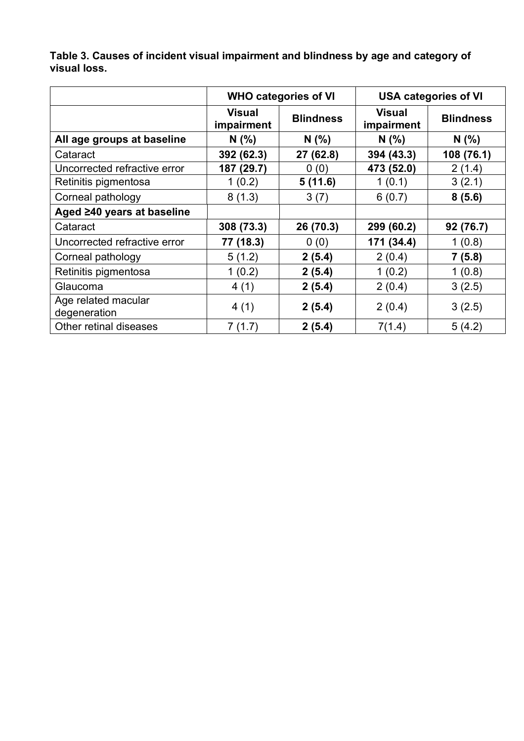**Table 3. Causes of incident visual impairment and blindness by age and category of visual loss.**

| | WHO categories of VI | | USA categories of VI | |
|---|---|---|---|---|
| | **Visual impairment** | **Blindness** | **Visual impairment** | **Blindness** |
| **All age groups at baseline** | **N (%)** | **N (%)** | **N (%)** | **N (%)** |
| Cataract | **392 (62.3)** | **27 (62.8)** | **394 (43.3)** | **108 (76.1)** |
| Uncorrected refractive error | **187 (29.7)** | 0 (0) | **473 (52.0)** | 2 (1.4) |
| Retinitis pigmentosa | 1 (0.2) | **5 (11.6)** | 1 (0.1) | 3 (2.1) |
| Corneal pathology | 8 (1.3) | 3 (7) | 6 (0.7) | **8 (5.6)** |
| **Aged ≥40 years at baseline** | | | | |
| Cataract | **308 (73.3)** | **26 (70.3)** | **299 (60.2)** | **92 (76.7)** |
| Uncorrected refractive error | **77 (18.3)** | 0 (0) | **171 (34.4)** | 1 (0.8) |
| Corneal pathology | 5 (1.2) | **2 (5.4)** | 2 (0.4) | **7 (5.8)** |
| Retinitis pigmentosa | 1 (0.2) | **2 (5.4)** | 1 (0.2) | 1 (0.8) |
| Glaucoma | 4 (1) | **2 (5.4)** | 2 (0.4) | 3 (2.5) |
| Age related macular degeneration | 4 (1) | **2 (5.4)** | 2 (0.4) | 3 (2.5) |
| Other retinal diseases | 7 (1.7) | **2 (5.4)** | 7(1.4) | 5 (4.2) |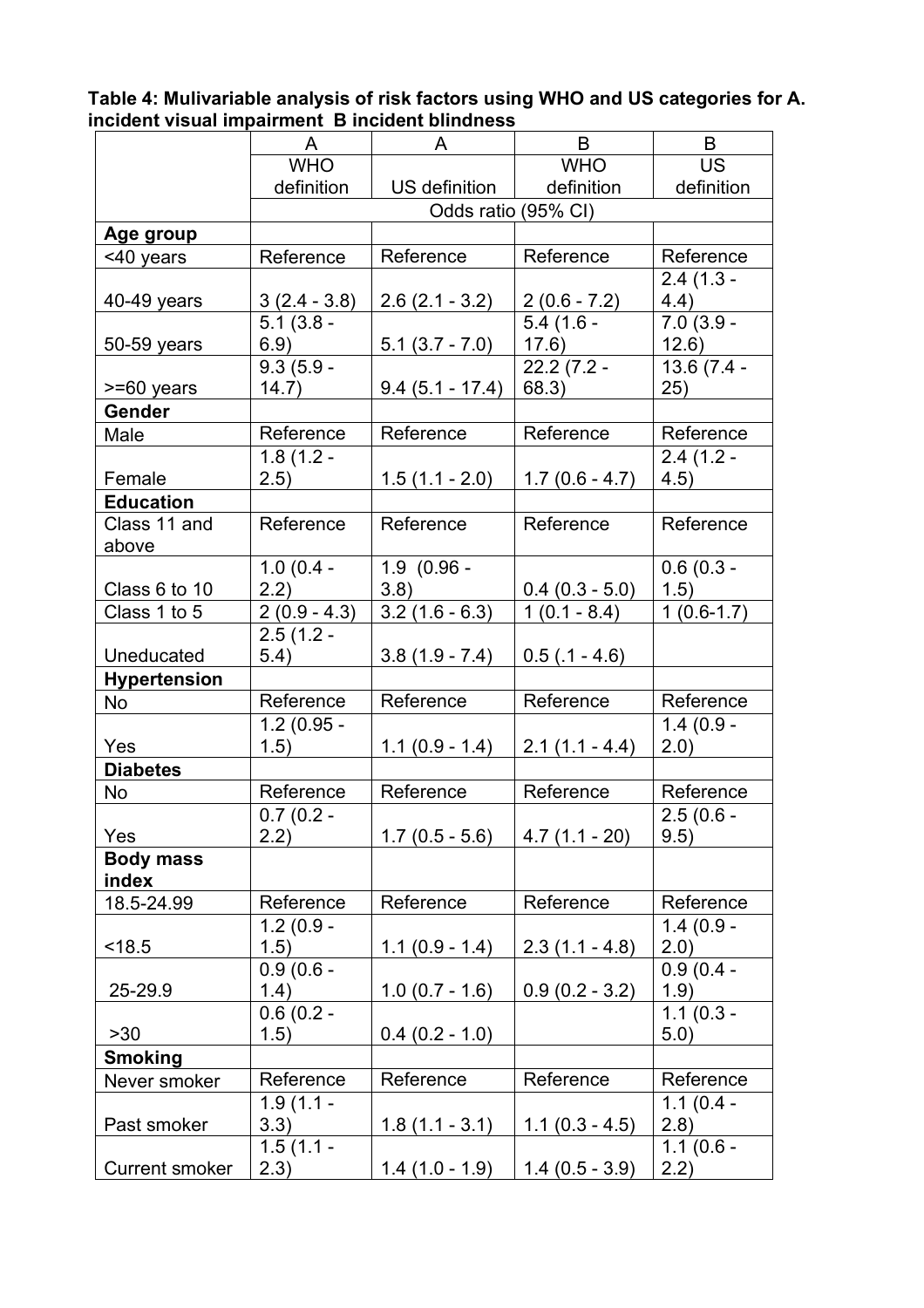**Table 4: Mulivariable analysis of risk factors using WHO and US categories for A. incident visual impairment B incident blindness**

| | A | A | B | B |
|---|---|---|---|---|
| | WHO definition | US definition | WHO definition | US definition |
| | Odds ratio (95% CI) | | | |
| **Age group** | | | | |
| <40 years | Reference | Reference | Reference | Reference |
| 40-49 years | 3 (2.4 - 3.8) | 2.6 (2.1 - 3.2) | 2 (0.6 - 7.2) | 2.4 (1.3 - 4.4) |
| 50-59 years | 5.1 (3.8 - 6.9) | 5.1 (3.7 - 7.0) | 5.4 (1.6 - 17.6) | 7.0 (3.9 - 12.6) |
| >=60 years | 9.3 (5.9 - 14.7) | 9.4 (5.1 - 17.4) | 22.2 (7.2 - 68.3) | 13.6 (7.4 - 25) |
| **Gender** | | | | |
| Male | Reference | Reference | Reference | Reference |
| Female | 1.8 (1.2 - 2.5) | 1.5 (1.1 - 2.0) | 1.7 (0.6 - 4.7) | 2.4 (1.2 - 4.5) |
| **Education** | | | | |
| Class 11 and above | Reference | Reference | Reference | Reference |
| Class 6 to 10 | 1.0 (0.4 - 2.2) | 1.9 (0.96 - 3.8) | 0.4 (0.3 - 5.0) | 0.6 (0.3 - 1.5) |
| Class 1 to 5 | 2 (0.9 - 4.3) | 3.2 (1.6 - 6.3) | 1 (0.1 - 8.4) | 1 (0.6-1.7) |
| Uneducated | 2.5 (1.2 - 5.4) | 3.8 (1.9 - 7.4) | 0.5 (.1 - 4.6) | |
| **Hypertension** | | | | |
| No | Reference | Reference | Reference | Reference |
| Yes | 1.2 (0.95 - 1.5) | 1.1 (0.9 - 1.4) | 2.1 (1.1 - 4.4) | 1.4 (0.9 - 2.0) |
| **Diabetes** | | | | |
| No | Reference | Reference | Reference | Reference |
| Yes | 0.7 (0.2 - 2.2) | 1.7 (0.5 - 5.6) | 4.7 (1.1 - 20) | 2.5 (0.6 - 9.5) |
| **Body mass index** | | | | |
| 18.5-24.99 | Reference | Reference | Reference | Reference |
| <18.5 | 1.2 (0.9 - 1.5) | 1.1 (0.9 - 1.4) | 2.3 (1.1 - 4.8) | 1.4 (0.9 - 2.0) |
| 25-29.9 | 0.9 (0.6 - 1.4) | 1.0 (0.7 - 1.6) | 0.9 (0.2 - 3.2) | 0.9 (0.4 - 1.9) |
| >30 | 0.6 (0.2 - 1.5) | 0.4 (0.2 - 1.0) | | 1.1 (0.3 - 5.0) |
| **Smoking** | | | | |
| Never smoker | Reference | Reference | Reference | Reference |
| Past smoker | 1.9 (1.1 - 3.3) | 1.8 (1.1 - 3.1) | 1.1 (0.3 - 4.5) | 1.1 (0.4 - 2.8) |
| Current smoker | 1.5 (1.1 - 2.3) | 1.4 (1.0 - 1.9) | 1.4 (0.5 - 3.9) | 1.1 (0.6 - 2.2) |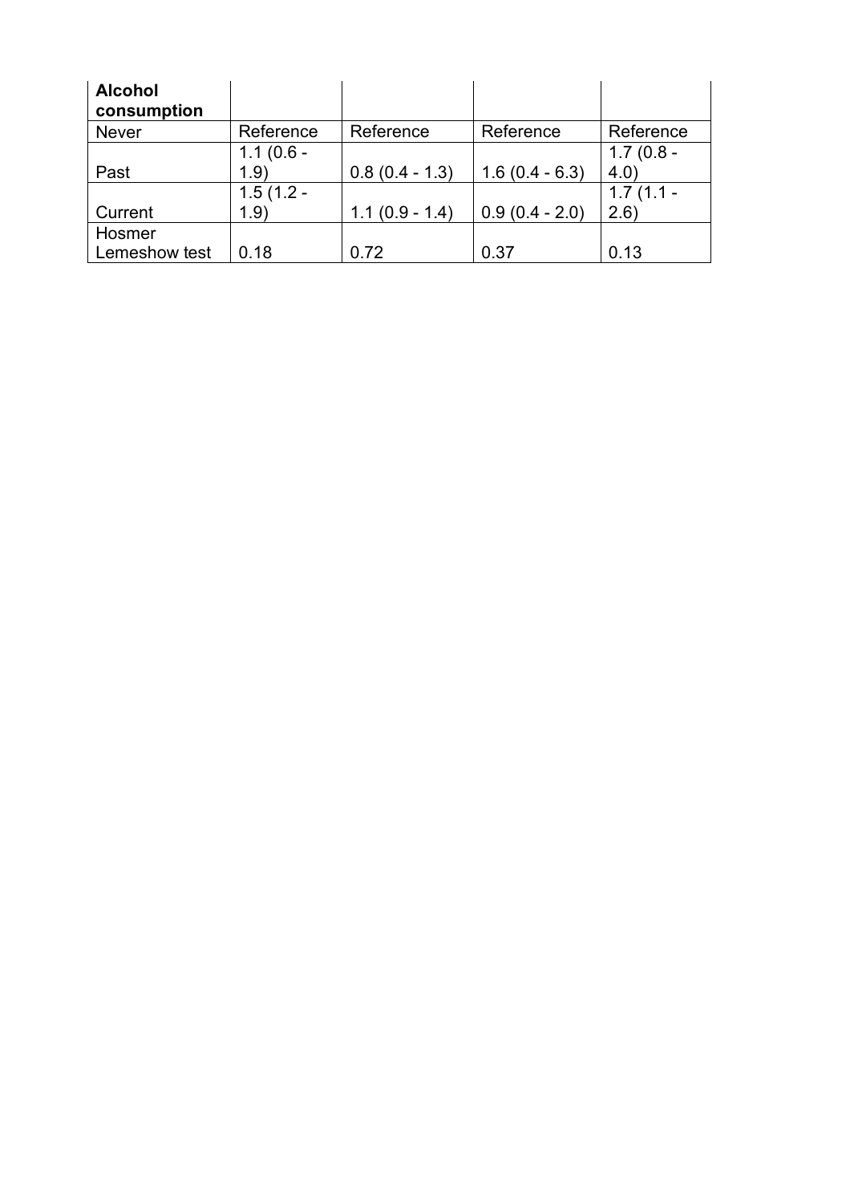| **Alcohol consumption** | | | | |
|---|---|---|---|---|
| Never | Reference | Reference | Reference | Reference |
| Past | 1.1 (0.6 - 1.9) | 0.8 (0.4 - 1.3) | 1.6 (0.4 - 6.3) | 1.7 (0.8 - 4.0) |
| Current | 1.5 (1.2 - 1.9) | 1.1 (0.9 - 1.4) | 0.9 (0.4 - 2.0) | 1.7 (1.1 - 2.6) |
| Hosmer Lemeshow test | 0.18 | 0.72 | 0.37 | 0.13 |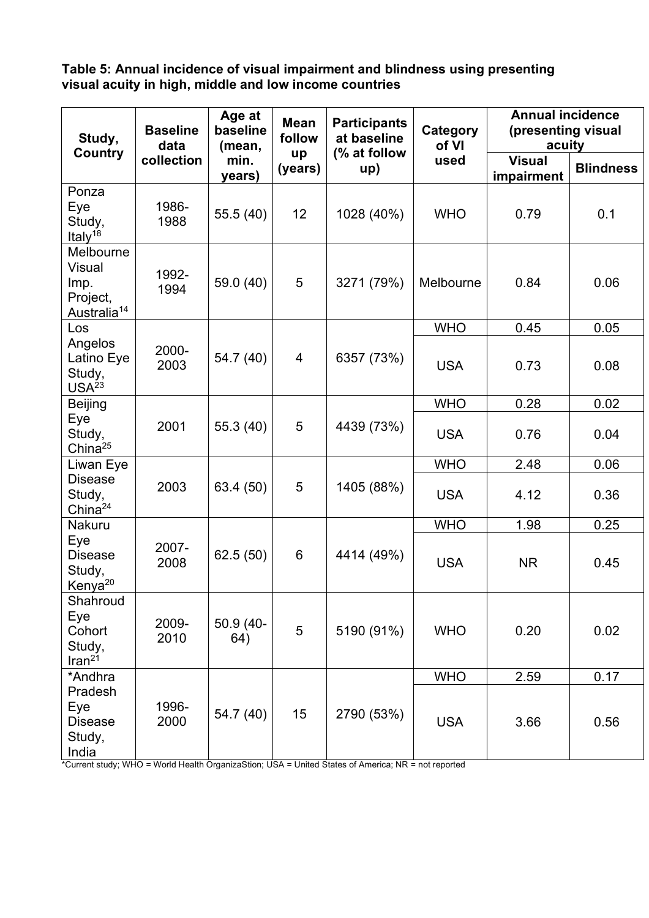**Table 5: Annual incidence of visual impairment and blindness using presenting visual acuity in high, middle and low income countries**

| Study, Country | Baseline data collection | Age at baseline (mean, min. years) | Mean follow up (years) | Participants at baseline (% at follow up) | Category of VI used | Annual incidence (presenting visual acuity) | |
|---|---|---|---|---|---|---|---|
| | | | | | | Visual impairment | Blindness |
| Ponza Eye Study, Italy[18] | 1986-1988 | 55.5 (40) | 12 | 1028 (40%) | WHO | 0.79 | 0.1 |
| Melbourne Visual Imp. Project, Australia[14] | 1992-1994 | 59.0 (40) | 5 | 3271 (79%) | Melbourne | 0.84 | 0.06 |
| Los Angelos Latino Eye Study, USA[23] | 2000-2003 | 54.7 (40) | 4 | 6357 (73%) | WHO | 0.45 | 0.05 |
| | | | | | USA | 0.73 | 0.08 |
| Beijing Eye Study, China[25] | 2001 | 55.3 (40) | 5 | 4439 (73%) | WHO | 0.28 | 0.02 |
| | | | | | USA | 0.76 | 0.04 |
| Liwan Eye Disease Study, China[24] | 2003 | 63.4 (50) | 5 | 1405 (88%) | WHO | 2.48 | 0.06 |
| | | | | | USA | 4.12 | 0.36 |
| Nakuru Eye Disease Study, Kenya[20] | 2007-2008 | 62.5 (50) | 6 | 4414 (49%) | WHO | 1.98 | 0.25 |
| | | | | | USA | NR | 0.45 |
| Shahroud Eye Cohort Study, Iran[21] | 2009-2010 | 50.9 (40-64) | 5 | 5190 (91%) | WHO | 0.20 | 0.02 |
| *Andhra Pradesh Eye Disease Study, India | 1996-2000 | 54.7 (40) | 15 | 2790 (53%) | WHO | 2.59 | 0.17 |
| | | | | | USA | 3.66 | 0.56 |

*Current study; WHO = World Health OrganizaStion; USA = United States of America; NR = not reported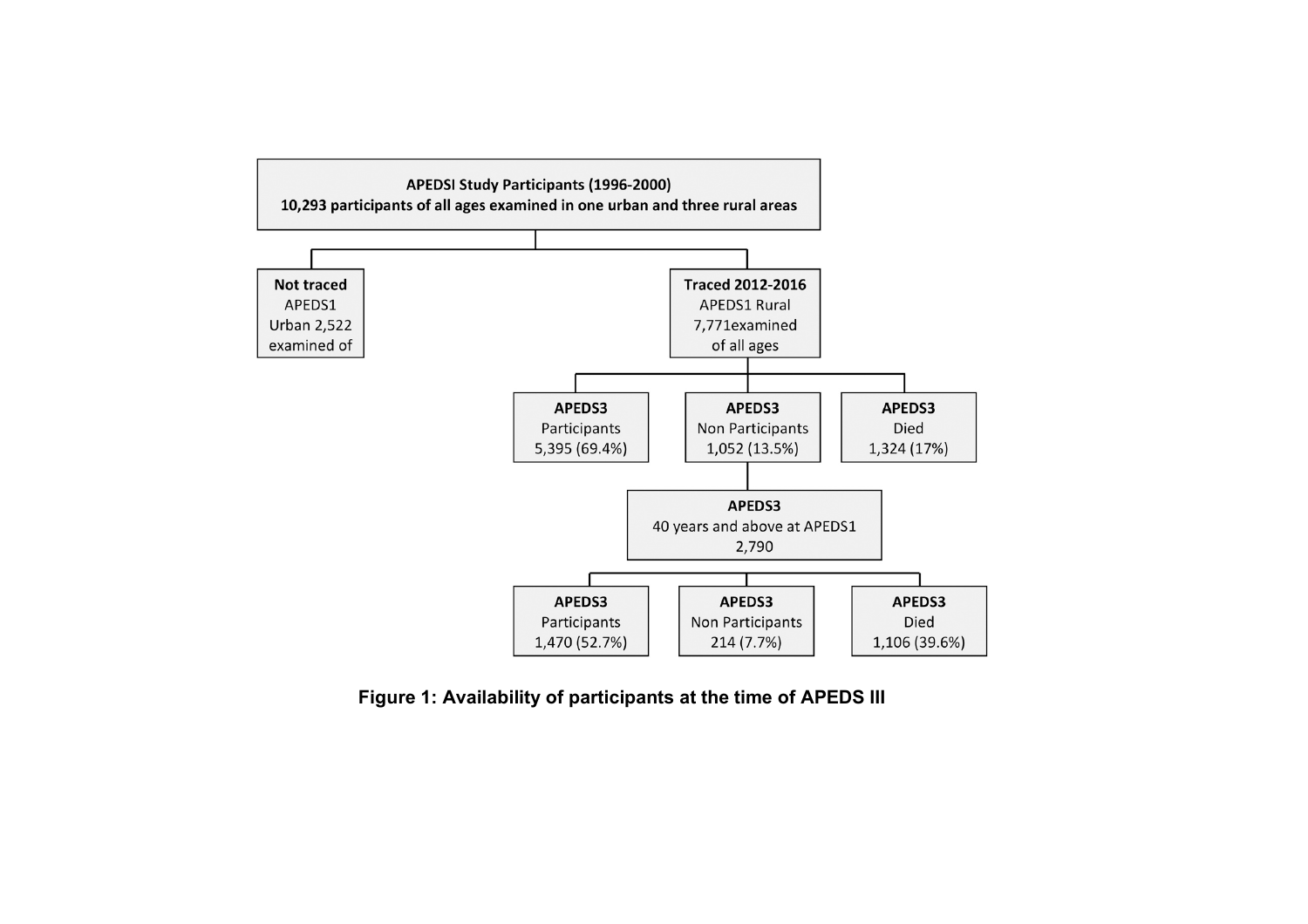**APEDSI Study Participants (1996-2000)**
**10,293 participants of all ages examined in one urban and three rural areas**

**Not traced**
APEDS1
Urban 2,522
examined of

**Traced 2012-2016**
APEDS1 Rural
7,771examined
of all ages

**APEDS3**
Participants
5,395 (69.4%)

**APEDS3**
Non Participants
1,052 (13.5%)

**APEDS3**
Died
1,324 (17%)

**APEDS3**
40 years and above at APEDS1
2,790

**APEDS3**
Participants
1,470 (52.7%)

**APEDS3**
Non Participants
214 (7.7%)

**APEDS3**
Died
1,106 (39.6%)

**Figure 1: Availability of participants at the time of APEDS III**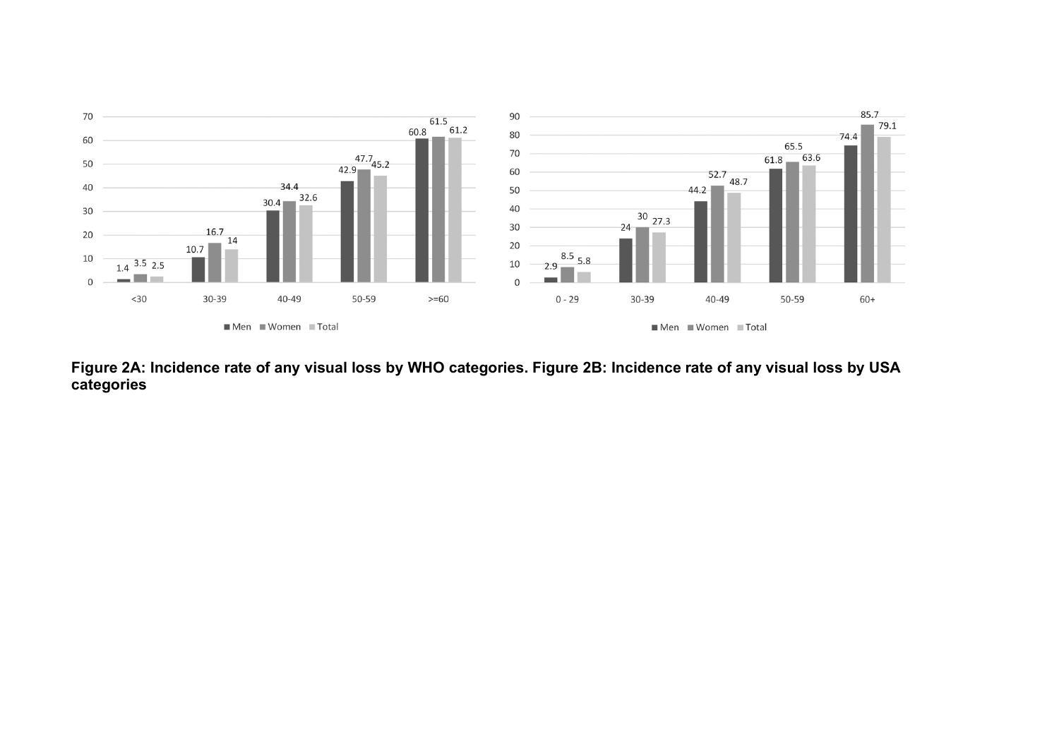**Figure 2A: Incidence rate of any visual loss by WHO categories. Figure 2B: Incidence rate of any visual loss by USA categories**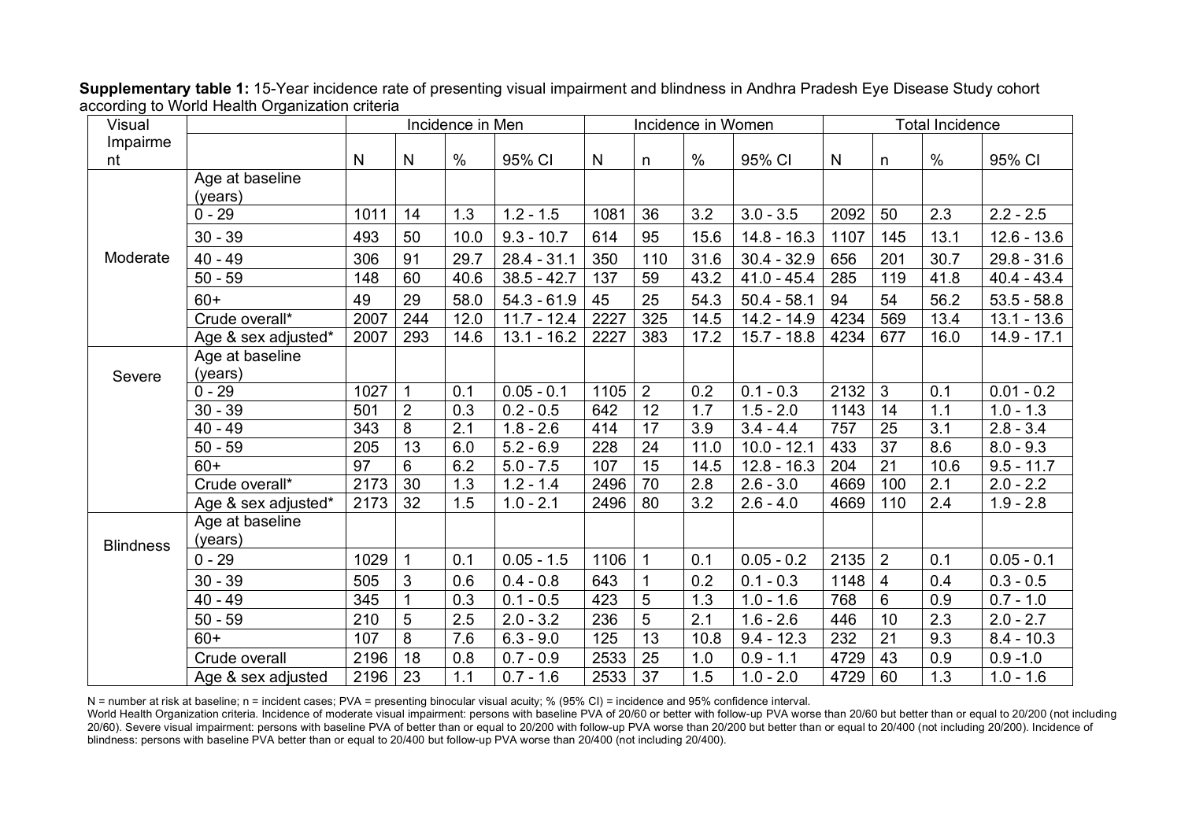**Supplementary table 1:** 15-Year incidence rate of presenting visual impairment and blindness in Andhra Pradesh Eye Disease Study cohort according to World Health Organization criteria

| Visual Impairment | | Incidence in Men | | | | Incidence in Women | | | | Total Incidence | | | |
|---|---|---|---|---|---|---|---|---|---|---|---|---|---|
| | | N | N | % | 95% CI | N | n | % | 95% CI | N | n | % | 95% CI |
| Moderate | Age at baseline (years) | | | | | | | | | | | | |
| | 0 - 29 | 1011 | 14 | 1.3 | 1.2 - 1.5 | 1081 | 36 | 3.2 | 3.0 - 3.5 | 2092 | 50 | 2.3 | 2.2 - 2.5 |
| | 30 - 39 | 493 | 50 | 10.0 | 9.3 - 10.7 | 614 | 95 | 15.6 | 14.8 - 16.3 | 1107 | 145 | 13.1 | 12.6 - 13.6 |
| | 40 - 49 | 306 | 91 | 29.7 | 28.4 - 31.1 | 350 | 110 | 31.6 | 30.4 - 32.9 | 656 | 201 | 30.7 | 29.8 - 31.6 |
| | 50 - 59 | 148 | 60 | 40.6 | 38.5 - 42.7 | 137 | 59 | 43.2 | 41.0 - 45.4 | 285 | 119 | 41.8 | 40.4 - 43.4 |
| | 60+ | 49 | 29 | 58.0 | 54.3 - 61.9 | 45 | 25 | 54.3 | 50.4 - 58.1 | 94 | 54 | 56.2 | 53.5 - 58.8 |
| | Crude overall* | 2007 | 244 | 12.0 | 11.7 - 12.4 | 2227 | 325 | 14.5 | 14.2 - 14.9 | 4234 | 569 | 13.4 | 13.1 - 13.6 |
| | Age & sex adjusted* | 2007 | 293 | 14.6 | 13.1 - 16.2 | 2227 | 383 | 17.2 | 15.7 - 18.8 | 4234 | 677 | 16.0 | 14.9 - 17.1 |
| Severe | Age at baseline (years) | | | | | | | | | | | | |
| | 0 - 29 | 1027 | 1 | 0.1 | 0.05 - 0.1 | 1105 | 2 | 0.2 | 0.1 - 0.3 | 2132 | 3 | 0.1 | 0.01 - 0.2 |
| | 30 - 39 | 501 | 2 | 0.3 | 0.2 - 0.5 | 642 | 12 | 1.7 | 1.5 - 2.0 | 1143 | 14 | 1.1 | 1.0 - 1.3 |
| | 40 - 49 | 343 | 8 | 2.1 | 1.8 - 2.6 | 414 | 17 | 3.9 | 3.4 - 4.4 | 757 | 25 | 3.1 | 2.8 - 3.4 |
| | 50 - 59 | 205 | 13 | 6.0 | 5.2 - 6.9 | 228 | 24 | 11.0 | 10.0 - 12.1 | 433 | 37 | 8.6 | 8.0 - 9.3 |
| | 60+ | 97 | 6 | 6.2 | 5.0 - 7.5 | 107 | 15 | 14.5 | 12.8 - 16.3 | 204 | 21 | 10.6 | 9.5 - 11.7 |
| | Crude overall* | 2173 | 30 | 1.3 | 1.2 - 1.4 | 2496 | 70 | 2.8 | 2.6 - 3.0 | 4669 | 100 | 2.1 | 2.0 - 2.2 |
| | Age & sex adjusted* | 2173 | 32 | 1.5 | 1.0 - 2.1 | 2496 | 80 | 3.2 | 2.6 - 4.0 | 4669 | 110 | 2.4 | 1.9 - 2.8 |
| Blindness | Age at baseline (years) | | | | | | | | | | | | |
| | 0 - 29 | 1029 | 1 | 0.1 | 0.05 - 1.5 | 1106 | 1 | 0.1 | 0.05 - 0.2 | 2135 | 2 | 0.1 | 0.05 - 0.1 |
| | 30 - 39 | 505 | 3 | 0.6 | 0.4 - 0.8 | 643 | 1 | 0.2 | 0.1 - 0.3 | 1148 | 4 | 0.4 | 0.3 - 0.5 |
| | 40 - 49 | 345 | 1 | 0.3 | 0.1 - 0.5 | 423 | 5 | 1.3 | 1.0 - 1.6 | 768 | 6 | 0.9 | 0.7 - 1.0 |
| | 50 - 59 | 210 | 5 | 2.5 | 2.0 - 3.2 | 236 | 5 | 2.1 | 1.6 - 2.6 | 446 | 10 | 2.3 | 2.0 - 2.7 |
| | 60+ | 107 | 8 | 7.6 | 6.3 - 9.0 | 125 | 13 | 10.8 | 9.4 - 12.3 | 232 | 21 | 9.3 | 8.4 - 10.3 |
| | Crude overall | 2196 | 18 | 0.8 | 0.7 - 0.9 | 2533 | 25 | 1.0 | 0.9 - 1.1 | 4729 | 43 | 0.9 | 0.9 -1.0 |
| | Age & sex adjusted | 2196 | 23 | 1.1 | 0.7 - 1.6 | 2533 | 37 | 1.5 | 1.0 - 2.0 | 4729 | 60 | 1.3 | 1.0 - 1.6 |

N = number at risk at baseline; n = incident cases; PVA = presenting binocular visual acuity; % (95% CI) = incidence and 95% confidence interval.
World Health Organization criteria. Incidence of moderate visual impairment: persons with baseline PVA of 20/60 or better with follow-up PVA worse than 20/60 but better than or equal to 20/200 (not including 20/60). Severe visual impairment: persons with baseline PVA of better than or equal to 20/200 with follow-up PVA worse than 20/200 but better than or equal to 20/400 (not including 20/200). Incidence of blindness: persons with baseline PVA better than or equal to 20/400 but follow-up PVA worse than 20/400 (not including 20/400).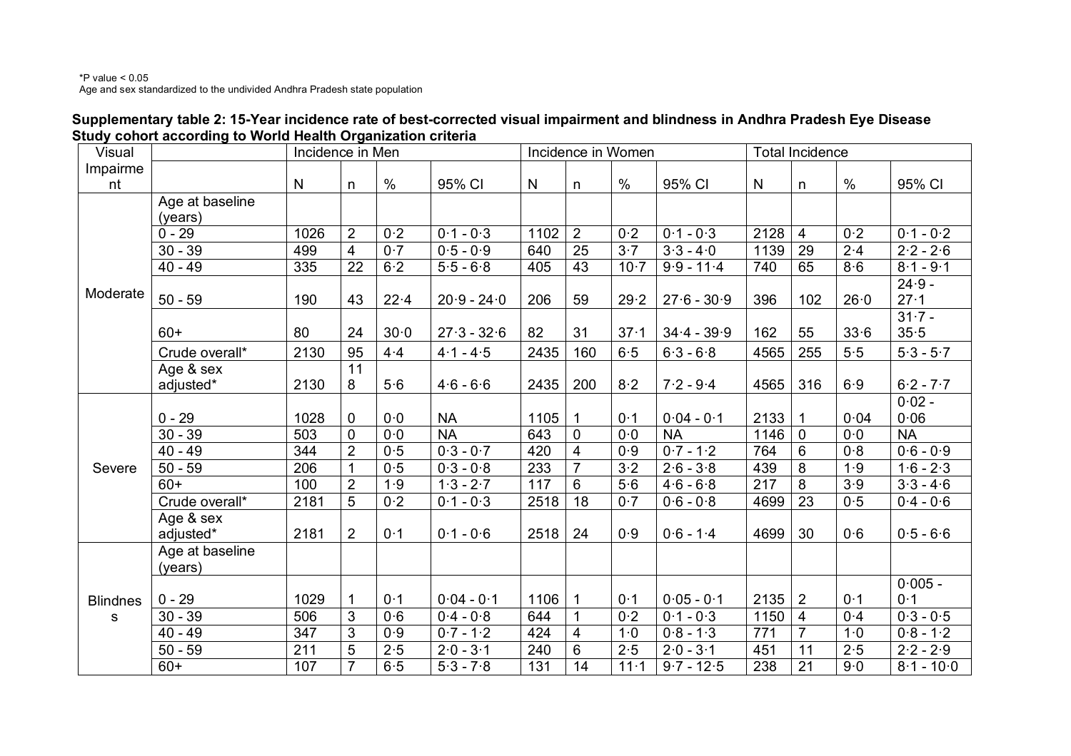*P value < 0.05
Age and sex standardized to the undivided Andhra Pradesh state population

**Supplementary table 2: 15-Year incidence rate of best-corrected visual impairment and blindness in Andhra Pradesh Eye Disease Study cohort according to World Health Organization criteria**

| Visual Impairment | | Incidence in Men | | | | Incidence in Women | | | | Total Incidence | | | |
|---|---|---|---|---|---|---|---|---|---|---|---|---|---|
| | | N | n | % | 95% CI | N | n | % | 95% CI | N | n | % | 95% CI |
| Moderate | Age at baseline (years) | | | | | | | | | | | | |
| | 0 - 29 | 1026 | 2 | 0·2 | 0·1 - 0·3 | 1102 | 2 | 0·2 | 0·1 - 0·3 | 2128 | 4 | 0·2 | 0·1 - 0·2 |
| | 30 - 39 | 499 | 4 | 0·7 | 0·5 - 0·9 | 640 | 25 | 3·7 | 3·3 - 4·0 | 1139 | 29 | 2·4 | 2·2 - 2·6 |
| | 40 - 49 | 335 | 22 | 6·2 | 5·5 - 6·8 | 405 | 43 | 10·7 | 9·9 - 11·4 | 740 | 65 | 8·6 | 8·1 - 9·1 |
| | 50 - 59 | 190 | 43 | 22·4 | 20·9 - 24·0 | 206 | 59 | 29·2 | 27·6 - 30·9 | 396 | 102 | 26·0 | 24·9 - 27·1 |
| | 60+ | 80 | 24 | 30·0 | 27·3 - 32·6 | 82 | 31 | 37·1 | 34·4 - 39·9 | 162 | 55 | 33·6 | 31·7 - 35·5 |
| | Crude overall* | 2130 | 95 | 4·4 | 4·1 - 4·5 | 2435 | 160 | 6·5 | 6·3 - 6·8 | 4565 | 255 | 5·5 | 5·3 - 5·7 |
| | Age & sex adjusted* | 2130 | 118 | 5·6 | 4·6 - 6·6 | 2435 | 200 | 8·2 | 7·2 - 9·4 | 4565 | 316 | 6·9 | 6·2 - 7·7 |
| Severe | 0 - 29 | 1028 | 0 | 0·0 | NA | 1105 | 1 | 0·1 | 0·04 - 0·1 | 2133 | 1 | 0·04 | 0·02 - 0·06 |
| | 30 - 39 | 503 | 0 | 0·0 | NA | 643 | 0 | 0·0 | NA | 1146 | 0 | 0·0 | NA |
| | 40 - 49 | 344 | 2 | 0·5 | 0·3 - 0·7 | 420 | 4 | 0·9 | 0·7 - 1·2 | 764 | 6 | 0·8 | 0·6 - 0·9 |
| | 50 - 59 | 206 | 1 | 0·5 | 0·3 - 0·8 | 233 | 7 | 3·2 | 2·6 - 3·8 | 439 | 8 | 1·9 | 1·6 - 2·3 |
| | 60+ | 100 | 2 | 1·9 | 1·3 - 2·7 | 117 | 6 | 5·6 | 4·6 - 6·8 | 217 | 8 | 3·9 | 3·3 - 4·6 |
| | Crude overall* | 2181 | 5 | 0·2 | 0·1 - 0·3 | 2518 | 18 | 0·7 | 0·6 - 0·8 | 4699 | 23 | 0·5 | 0·4 - 0·6 |
| | Age & sex adjusted* | 2181 | 2 | 0·1 | 0·1 - 0·6 | 2518 | 24 | 0·9 | 0·6 - 1·4 | 4699 | 30 | 0·6 | 0·5 - 6·6 |
| Blindness | Age at baseline (years) | | | | | | | | | | | | |
| | 0 - 29 | 1029 | 1 | 0·1 | 0·04 - 0·1 | 1106 | 1 | 0·1 | 0·05 - 0·1 | 2135 | 2 | 0·1 | 0·005 - 0·1 |
| | 30 - 39 | 506 | 3 | 0·6 | 0·4 - 0·8 | 644 | 1 | 0·2 | 0·1 - 0·3 | 1150 | 4 | 0·4 | 0·3 - 0·5 |
| | 40 - 49 | 347 | 3 | 0·9 | 0·7 - 1·2 | 424 | 4 | 1·0 | 0·8 - 1·3 | 771 | 7 | 1·0 | 0·8 - 1·2 |
| | 50 - 59 | 211 | 5 | 2·5 | 2·0 - 3·1 | 240 | 6 | 2·5 | 2·0 - 3·1 | 451 | 11 | 2·5 | 2·2 - 2·9 |
| | 60+ | 107 | 7 | 6·5 | 5·3 - 7·8 | 131 | 14 | 11·1 | 9·7 - 12·5 | 238 | 21 | 9·0 | 8·1 - 10·0 |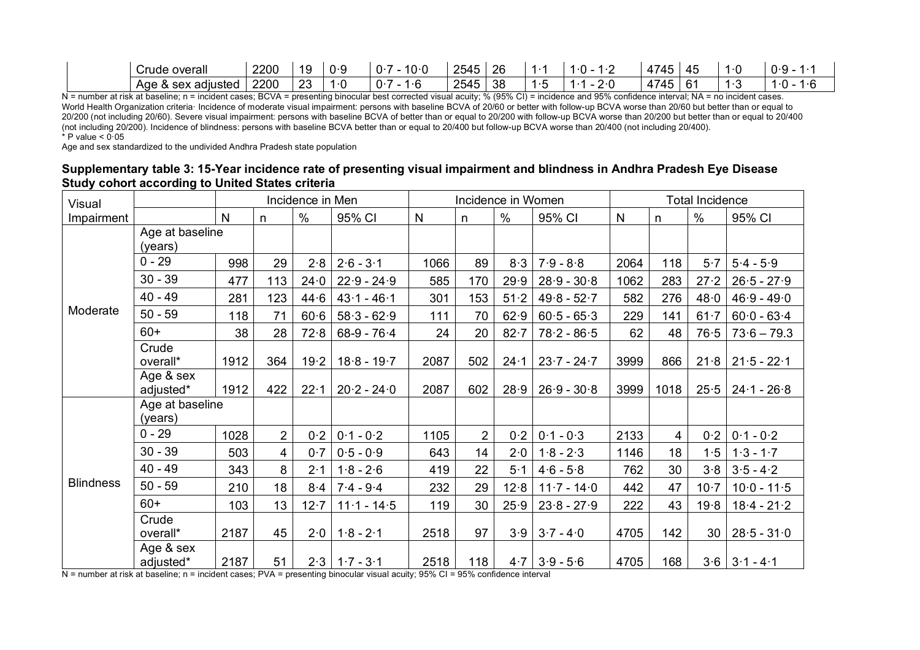| | | | | | | | | | | | | | |
|---|---|---|---|---|---|---|---|---|---|---|---|---|---|
| | Crude overall | 2200 | 19 | 0·9 | 0·7 - 10·0 | 2545 | 26 | 1·1 | 1·0 - 1·2 | 4745 | 45 | 1·0 | 0·9 - 1·1 |
| | Age & sex adjusted | 2200 | 23 | 1·0 | 0·7 - 1·6 | 2545 | 38 | 1·5 | 1·1 - 2·0 | 4745 | 61 | 1·3 | 1·0 - 1·6 |

N = number at risk at baseline; n = incident cases; BCVA = presenting binocular best corrected visual acuity; % (95% CI) = incidence and 95% confidence interval; NA = no incident cases.
World Health Organization criteria· Incidence of moderate visual impairment: persons with baseline BCVA of 20/60 or better with follow-up BCVA worse than 20/60 but better than or equal to 20/200 (not including 20/60). Severe visual impairment: persons with baseline BCVA of better than or equal to 20/200 with follow-up BCVA worse than 20/200 but better than or equal to 20/400 (not including 20/200). Incidence of blindness: persons with baseline BCVA better than or equal to 20/400 but follow-up BCVA worse than 20/400 (not including 20/400).
\* P value < 0·05
Age and sex standardized to the undivided Andhra Pradesh state population

**Supplementary table 3: 15-Year incidence rate of presenting visual impairment and blindness in Andhra Pradesh Eye Disease Study cohort according to United States criteria**

| Visual Impairment | | Incidence in Men | | | | Incidence in Women | | | | Total Incidence | | | |
|---|---|---|---|---|---|---|---|---|---|---|---|---|---|
| | | N | n | % | 95% CI | N | n | % | 95% CI | N | n | % | 95% CI |
| Moderate | Age at baseline (years) | | | | | | | | | | | | |
| | 0 - 29 | 998 | 29 | 2·8 | 2·6 - 3·1 | 1066 | 89 | 8·3 | 7·9 - 8·8 | 2064 | 118 | 5·7 | 5·4 - 5·9 |
| | 30 - 39 | 477 | 113 | 24·0 | 22·9 - 24·9 | 585 | 170 | 29·9 | 28·9 - 30·8 | 1062 | 283 | 27·2 | 26·5 - 27·9 |
| | 40 - 49 | 281 | 123 | 44·6 | 43·1 - 46·1 | 301 | 153 | 51·2 | 49·8 - 52·7 | 582 | 276 | 48·0 | 46·9 - 49·0 |
| | 50 - 59 | 118 | 71 | 60·6 | 58·3 - 62·9 | 111 | 70 | 62·9 | 60·5 - 65·3 | 229 | 141 | 61·7 | 60·0 - 63·4 |
| | 60+ | 38 | 28 | 72·8 | 68-9 - 76·4 | 24 | 20 | 82·7 | 78·2 - 86·5 | 62 | 48 | 76·5 | 73·6 – 79.3 |
| | Crude overall* | 1912 | 364 | 19·2 | 18·8 - 19·7 | 2087 | 502 | 24·1 | 23·7 - 24·7 | 3999 | 866 | 21·8 | 21·5 - 22·1 |
| | Age & sex adjusted* | 1912 | 422 | 22·1 | 20·2 - 24·0 | 2087 | 602 | 28·9 | 26·9 - 30·8 | 3999 | 1018 | 25·5 | 24·1 - 26·8 |
| Blindness | Age at baseline (years) | | | | | | | | | | | | |
| | 0 - 29 | 1028 | 2 | 0·2 | 0·1 - 0·2 | 1105 | 2 | 0·2 | 0·1 - 0·3 | 2133 | 4 | 0·2 | 0·1 - 0·2 |
| | 30 - 39 | 503 | 4 | 0·7 | 0·5 - 0·9 | 643 | 14 | 2·0 | 1·8 - 2·3 | 1146 | 18 | 1·5 | 1·3 - 1·7 |
| | 40 - 49 | 343 | 8 | 2·1 | 1·8 - 2·6 | 419 | 22 | 5·1 | 4·6 - 5·8 | 762 | 30 | 3·8 | 3·5 - 4·2 |
| | 50 - 59 | 210 | 18 | 8·4 | 7·4 - 9·4 | 232 | 29 | 12·8 | 11·7 - 14·0 | 442 | 47 | 10·7 | 10·0 - 11·5 |
| | 60+ | 103 | 13 | 12·7 | 11·1 - 14·5 | 119 | 30 | 25·9 | 23·8 - 27·9 | 222 | 43 | 19·8 | 18·4 - 21·2 |
| | Crude overall* | 2187 | 45 | 2·0 | 1·8 - 2·1 | 2518 | 97 | 3·9 | 3·7 - 4·0 | 4705 | 142 | 30 | 28·5 - 31·0 |
| | Age & sex adjusted* | 2187 | 51 | 2·3 | 1·7 - 3·1 | 2518 | 118 | 4·7 | 3·9 - 5·6 | 4705 | 168 | 3·6 | 3·1 - 4·1 |

N = number at risk at baseline; n = incident cases; PVA = presenting binocular visual acuity; 95% CI = 95% confidence interval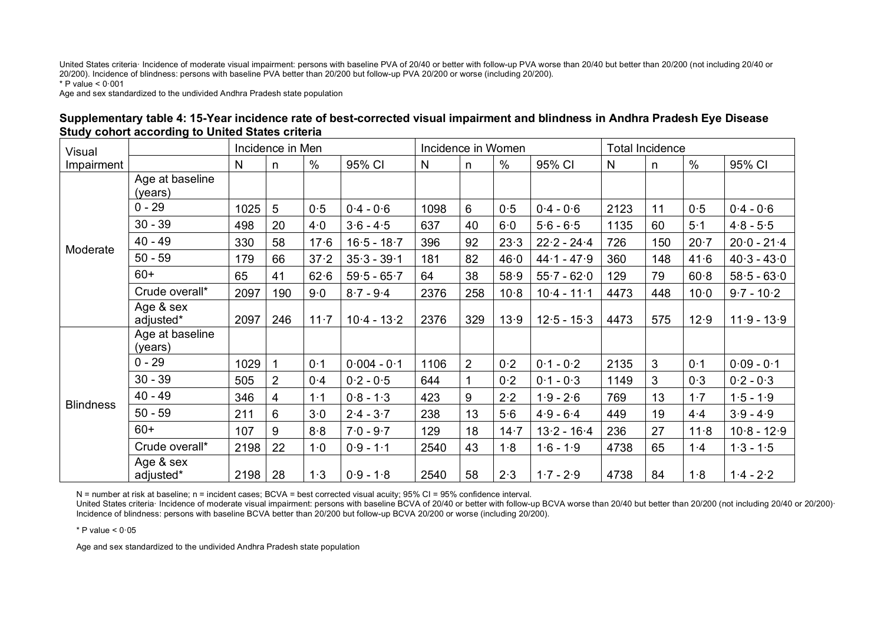United States criteria· Incidence of moderate visual impairment: persons with baseline PVA of 20/40 or better with follow-up PVA worse than 20/40 but better than 20/200 (not including 20/40 or 20/200). Incidence of blindness: persons with baseline PVA better than 20/200 but follow-up PVA 20/200 or worse (including 20/200).

\* P value < 0·001

Age and sex standardized to the undivided Andhra Pradesh state population

**Supplementary table 4: 15-Year incidence rate of best-corrected visual impairment and blindness in Andhra Pradesh Eye Disease Study cohort according to United States criteria**

| Visual Impairment | | Incidence in Men | | | | Incidence in Women | | | | Total Incidence | | | |
|---|---|---|---|---|---|---|---|---|---|---|---|---|---|
| | | N | n | % | 95% CI | N | n | % | 95% CI | N | n | % | 95% CI |
| Moderate | Age at baseline (years) | | | | | | | | | | | | |
| | 0 - 29 | 1025 | 5 | 0·5 | 0·4 - 0·6 | 1098 | 6 | 0·5 | 0·4 - 0·6 | 2123 | 11 | 0·5 | 0·4 - 0·6 |
| | 30 - 39 | 498 | 20 | 4·0 | 3·6 - 4·5 | 637 | 40 | 6·0 | 5·6 - 6·5 | 1135 | 60 | 5·1 | 4·8 - 5·5 |
| | 40 - 49 | 330 | 58 | 17·6 | 16·5 - 18·7 | 396 | 92 | 23·3 | 22·2 - 24·4 | 726 | 150 | 20·7 | 20·0 - 21·4 |
| | 50 - 59 | 179 | 66 | 37·2 | 35·3 - 39·1 | 181 | 82 | 46·0 | 44·1 - 47·9 | 360 | 148 | 41·6 | 40·3 - 43·0 |
| | 60+ | 65 | 41 | 62·6 | 59·5 - 65·7 | 64 | 38 | 58·9 | 55·7 - 62·0 | 129 | 79 | 60·8 | 58·5 - 63·0 |
| | Crude overall* | 2097 | 190 | 9·0 | 8·7 - 9·4 | 2376 | 258 | 10·8 | 10·4 - 11·1 | 4473 | 448 | 10·0 | 9·7 - 10·2 |
| | Age & sex adjusted* | 2097 | 246 | 11·7 | 10·4 - 13·2 | 2376 | 329 | 13·9 | 12·5 - 15·3 | 4473 | 575 | 12·9 | 11·9 - 13·9 |
| Blindness | Age at baseline (years) | | | | | | | | | | | | |
| | 0 - 29 | 1029 | 1 | 0·1 | 0·004 - 0·1 | 1106 | 2 | 0·2 | 0·1 - 0·2 | 2135 | 3 | 0·1 | 0·09 - 0·1 |
| | 30 - 39 | 505 | 2 | 0·4 | 0·2 - 0·5 | 644 | 1 | 0·2 | 0·1 - 0·3 | 1149 | 3 | 0·3 | 0·2 - 0·3 |
| | 40 - 49 | 346 | 4 | 1·1 | 0·8 - 1·3 | 423 | 9 | 2·2 | 1·9 - 2·6 | 769 | 13 | 1·7 | 1·5 - 1·9 |
| | 50 - 59 | 211 | 6 | 3·0 | 2·4 - 3·7 | 238 | 13 | 5·6 | 4·9 - 6·4 | 449 | 19 | 4·4 | 3·9 - 4·9 |
| | 60+ | 107 | 9 | 8·8 | 7·0 - 9·7 | 129 | 18 | 14·7 | 13·2 - 16·4 | 236 | 27 | 11·8 | 10·8 - 12·9 |
| | Crude overall* | 2198 | 22 | 1·0 | 0·9 - 1·1 | 2540 | 43 | 1·8 | 1·6 - 1·9 | 4738 | 65 | 1·4 | 1·3 - 1·5 |
| | Age & sex adjusted* | 2198 | 28 | 1·3 | 0·9 - 1·8 | 2540 | 58 | 2·3 | 1·7 - 2·9 | 4738 | 84 | 1·8 | 1·4 - 2·2 |

N = number at risk at baseline; n = incident cases; BCVA = best corrected visual acuity; 95% CI = 95% confidence interval.

United States criteria· Incidence of moderate visual impairment: persons with baseline BCVA of 20/40 or better with follow-up BCVA worse than 20/40 but better than 20/200 (not including 20/40 or 20/200)· Incidence of blindness: persons with baseline BCVA better than 20/200 but follow-up BCVA 20/200 or worse (including 20/200).

\* P value < 0·05

Age and sex standardized to the undivided Andhra Pradesh state population